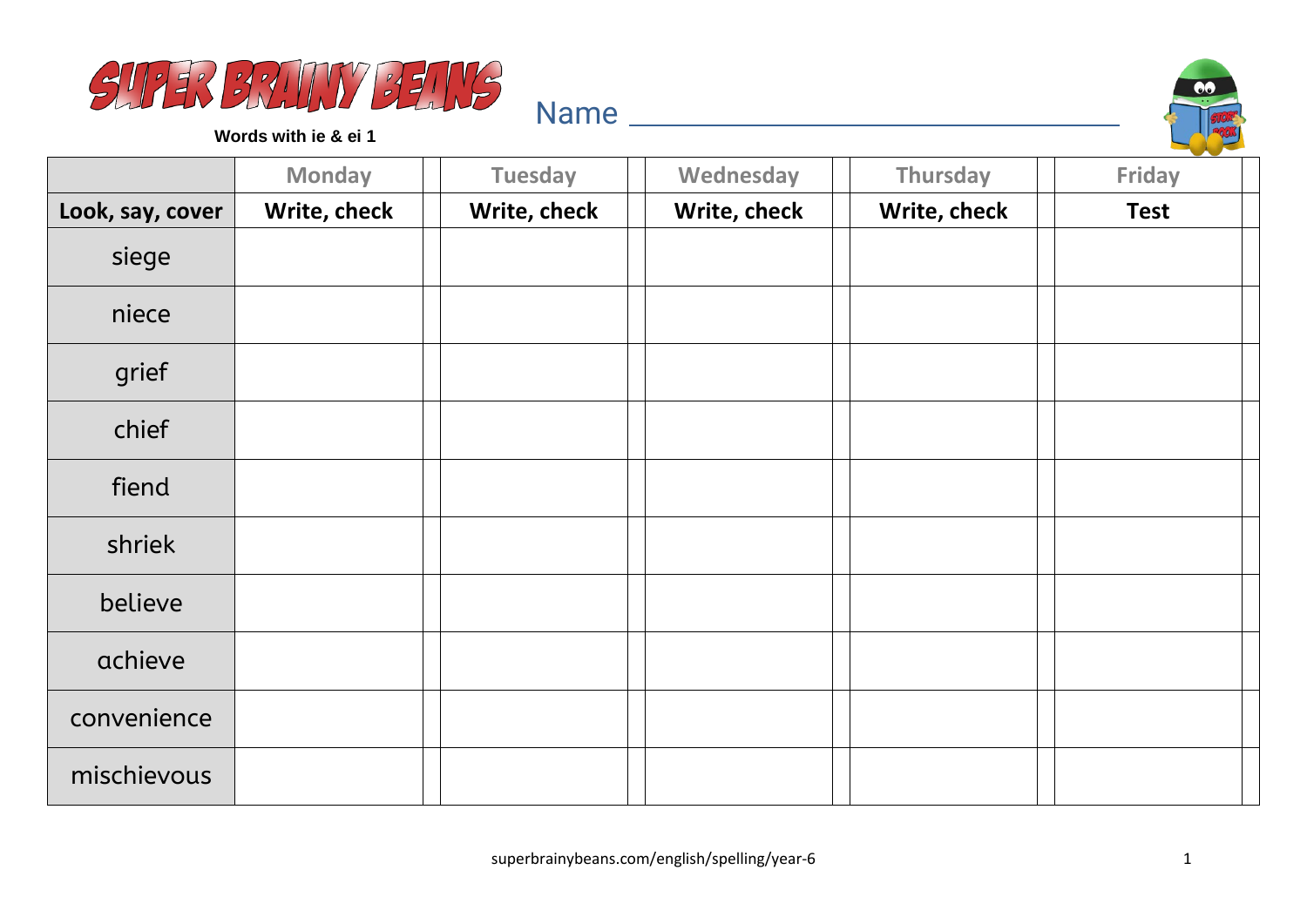# SUPER BRAINY BEANS

**Words with ie & ei 1**

Name ___________________________________

| | Monday | Tuesday | Wednesday | Thursday | Friday |
|---|---|---|---|---|---|
| **Look, say, cover** | **Write, check** | **Write, check** | **Write, check** | **Write, check** | **Test** |
| siege | | | | | |
| niece | | | | | |
| grief | | | | | |
| chief | | | | | |
| fiend | | | | | |
| shriek | | | | | |
| believe | | | | | |
| achieve | | | | | |
| convenience | | | | | |
| mischievous | | | | | |

superbrainybeans.com/english/spelling/year-6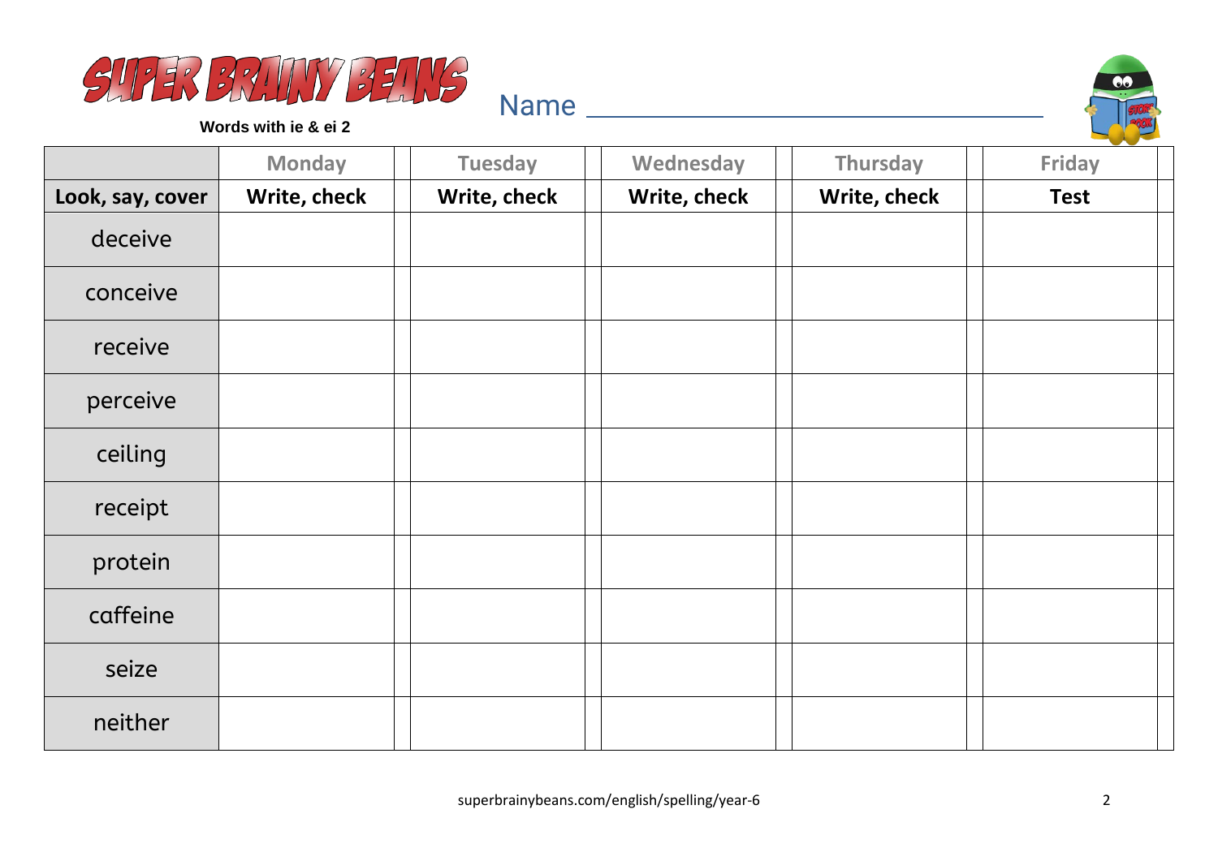# SUPER BRAINY BEANS

**Words with ie & ei 2**

Name ___________________________________

| | Monday | | Tuesday | | Wednesday | | Thursday | | Friday | |
|---|---|---|---|---|---|---|---|---|---|---|
| **Look, say, cover** | **Write, check** | | **Write, check** | | **Write, check** | | **Write, check** | | **Test** | |
| deceive | | | | | | | | | | |
| conceive | | | | | | | | | | |
| receive | | | | | | | | | | |
| perceive | | | | | | | | | | |
| ceiling | | | | | | | | | | |
| receipt | | | | | | | | | | |
| protein | | | | | | | | | | |
| caffeine | | | | | | | | | | |
| seize | | | | | | | | | | |
| neither | | | | | | | | | | |

superbrainybeans.com/english/spelling/year-6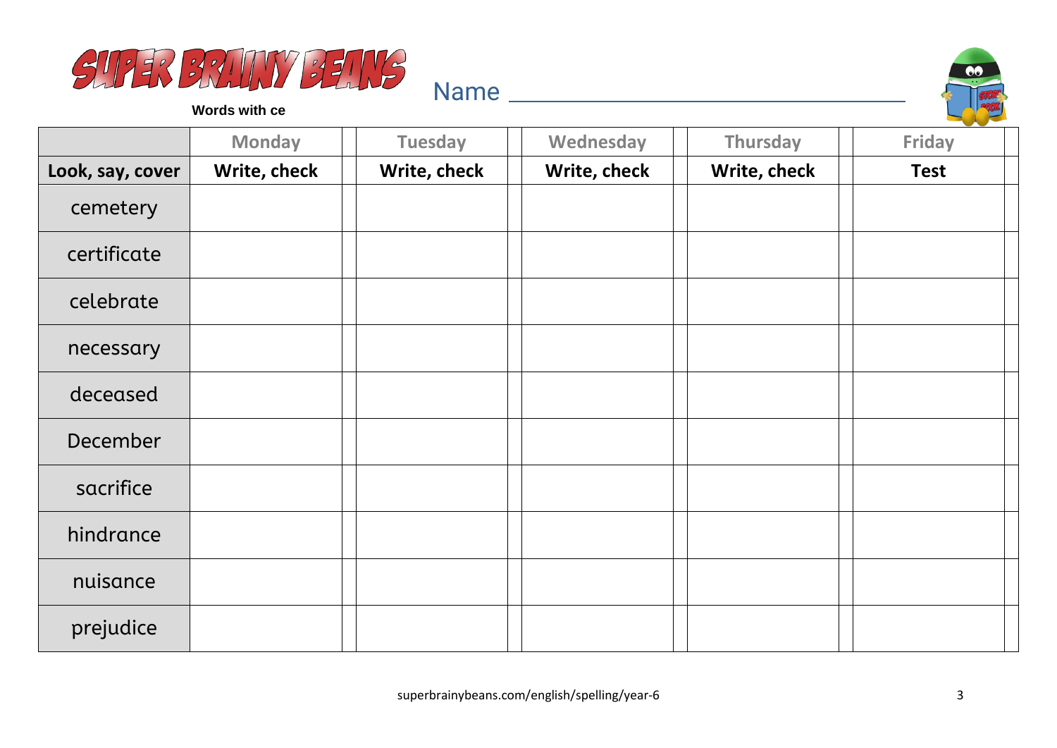# SUPER BRAINY BEANS

**Words with ce**

Name ________________________________

| | Monday | Tuesday | Wednesday | Thursday | Friday |
|---|---|---|---|---|---|
| **Look, say, cover** | **Write, check** | **Write, check** | **Write, check** | **Write, check** | **Test** |
| cemetery | | | | | |
| certificate | | | | | |
| celebrate | | | | | |
| necessary | | | | | |
| deceased | | | | | |
| December | | | | | |
| sacrifice | | | | | |
| hindrance | | | | | |
| nuisance | | | | | |
| prejudice | | | | | |

superbrainybeans.com/english/spelling/year-6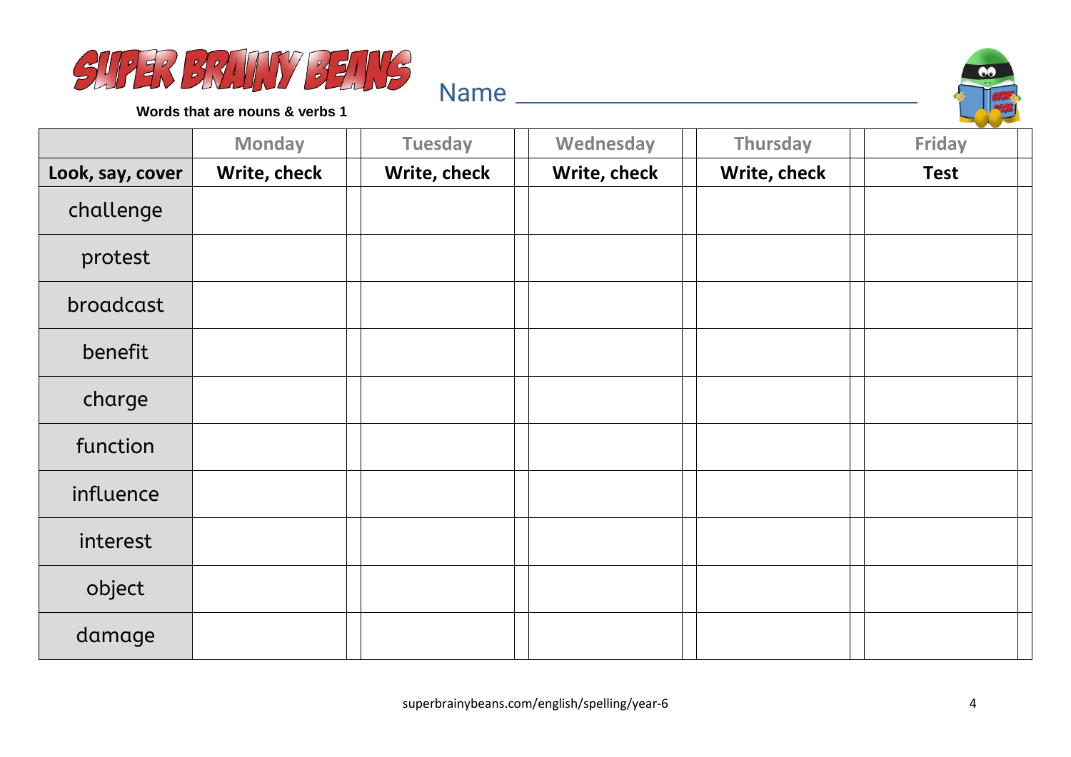# SUPER BRAINY BEANS

**Words that are nouns & verbs 1**

Name ________________________________

| | Monday | | Tuesday | | Wednesday | | Thursday | | Friday | |
|---|---|---|---|---|---|---|---|---|---|---|
| **Look, say, cover** | **Write, check** | | **Write, check** | | **Write, check** | | **Write, check** | | **Test** | |
| challenge | | | | | | | | | | |
| protest | | | | | | | | | | |
| broadcast | | | | | | | | | | |
| benefit | | | | | | | | | | |
| charge | | | | | | | | | | |
| function | | | | | | | | | | |
| influence | | | | | | | | | | |
| interest | | | | | | | | | | |
| object | | | | | | | | | | |
| damage | | | | | | | | | | |

superbrainybeans.com/english/spelling/year-6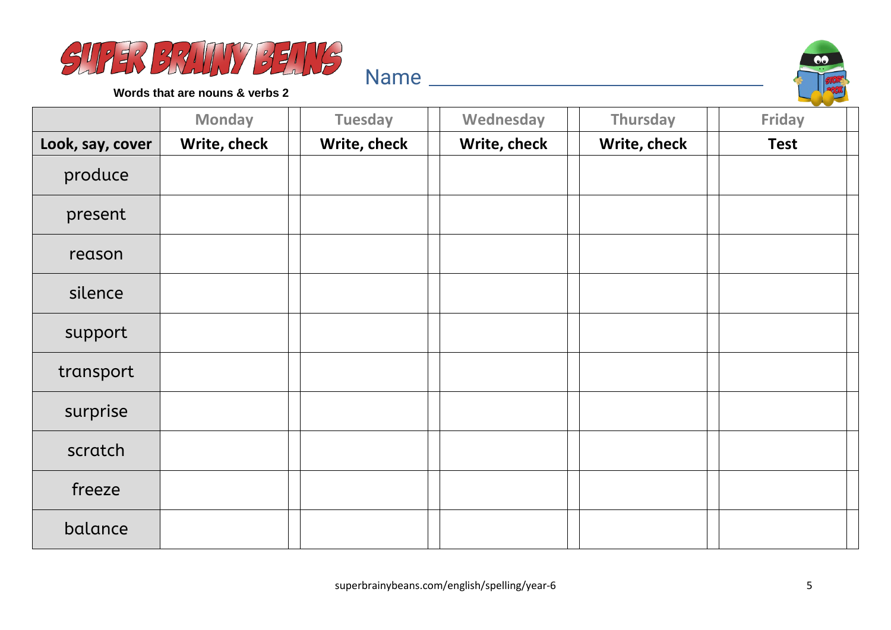# SUPER BRAINY BEANS

**Words that are nouns & verbs 2**

Name ______________________________

| | Monday | Tuesday | Wednesday | Thursday | Friday |
|---|---|---|---|---|---|
| **Look, say, cover** | **Write, check** | **Write, check** | **Write, check** | **Write, check** | **Test** |
| produce | | | | | |
| present | | | | | |
| reason | | | | | |
| silence | | | | | |
| support | | | | | |
| transport | | | | | |
| surprise | | | | | |
| scratch | | | | | |
| freeze | | | | | |
| balance | | | | | |

superbrainybeans.com/english/spelling/year-6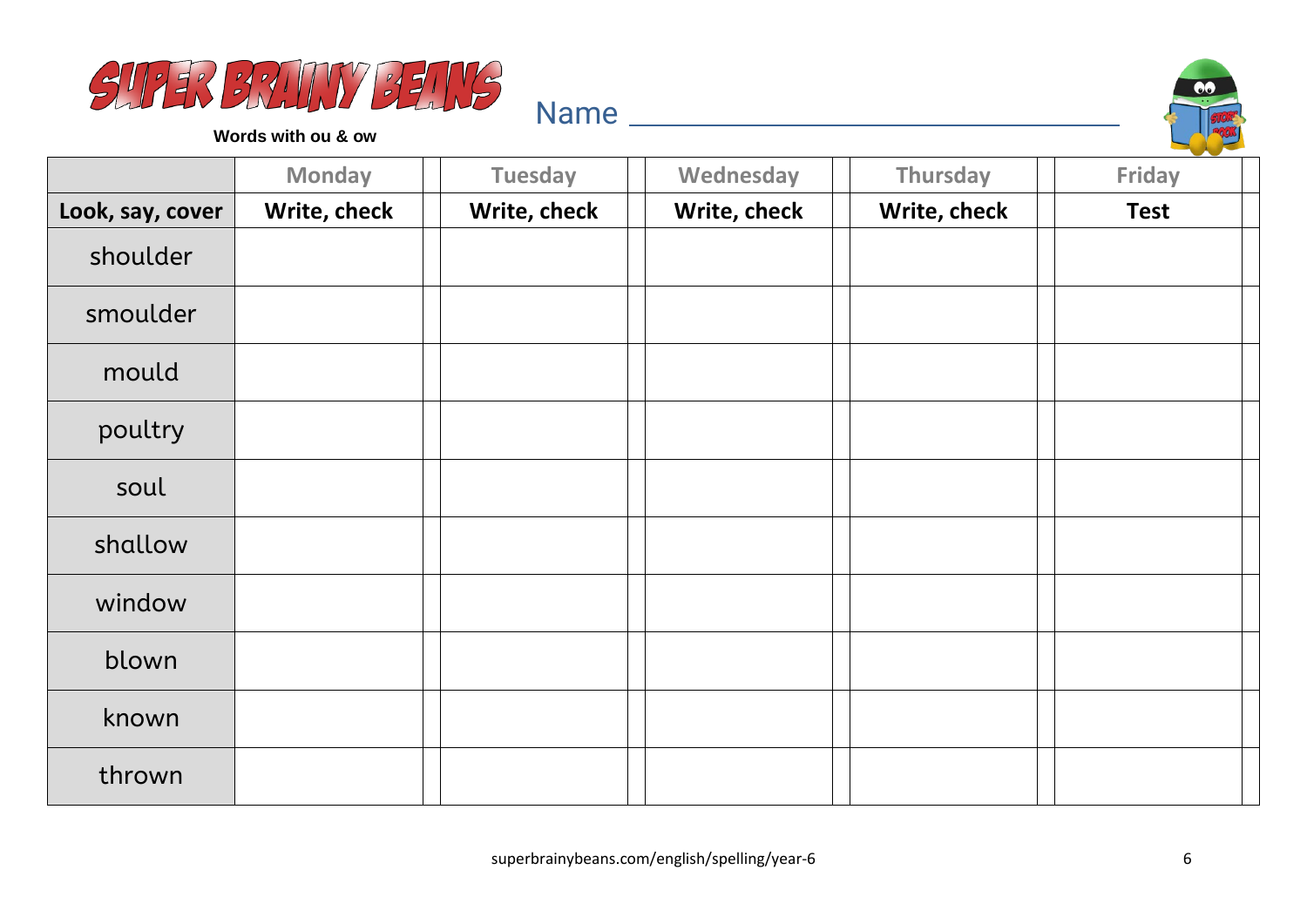# SUPER BRAINY BEANS

**Words with ou & ow**

Name ________________________________

| | Monday | | Tuesday | | Wednesday | | Thursday | | Friday | |
|---|---|---|---|---|---|---|---|---|---|---|
| **Look, say, cover** | **Write, check** | | **Write, check** | | **Write, check** | | **Write, check** | | **Test** | |
| shoulder | | | | | | | | | | |
| smoulder | | | | | | | | | | |
| mould | | | | | | | | | | |
| poultry | | | | | | | | | | |
| soul | | | | | | | | | | |
| shallow | | | | | | | | | | |
| window | | | | | | | | | | |
| blown | | | | | | | | | | |
| known | | | | | | | | | | |
| thrown | | | | | | | | | | |

superbrainybeans.com/english/spelling/year-6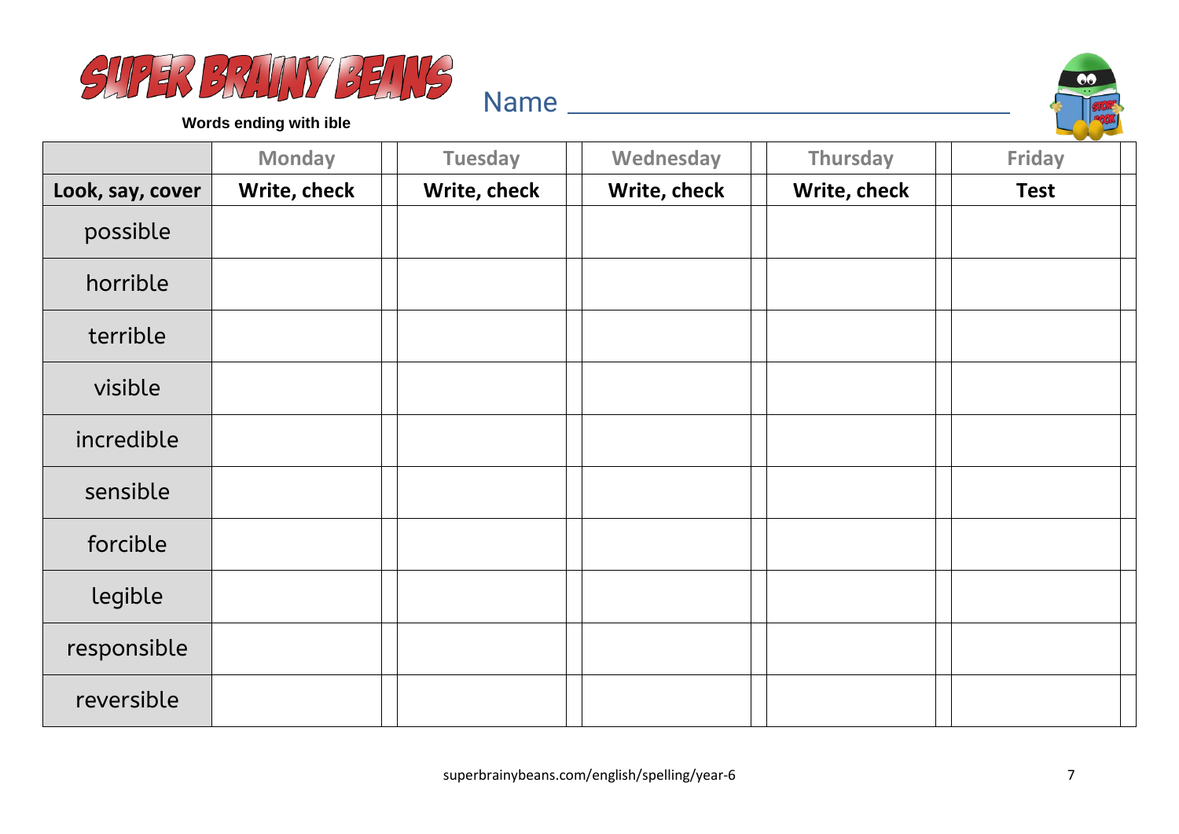# SUPER BRAINY BEANS

**Words ending with ible**

Name ________________________________

| | Monday | Tuesday | Wednesday | Thursday | Friday |
|---|---|---|---|---|---|
| **Look, say, cover** | **Write, check** | **Write, check** | **Write, check** | **Write, check** | **Test** |
| possible | | | | | |
| horrible | | | | | |
| terrible | | | | | |
| visible | | | | | |
| incredible | | | | | |
| sensible | | | | | |
| forcible | | | | | |
| legible | | | | | |
| responsible | | | | | |
| reversible | | | | | |

superbrainybeans.com/english/spelling/year-6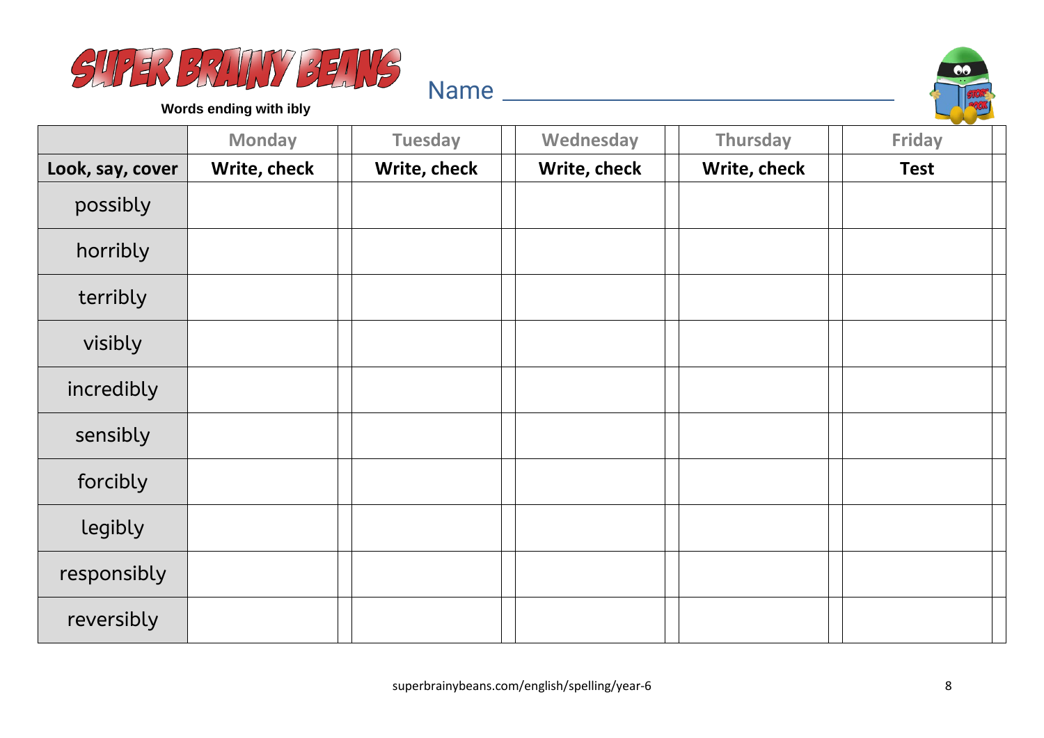# SUPER BRAINY BEANS

**Words ending with ibly**

Name ________________________________

| | Monday | Tuesday | Wednesday | Thursday | Friday |
|---|---|---|---|---|---|
| **Look, say, cover** | **Write, check** | **Write, check** | **Write, check** | **Write, check** | **Test** |
| possibly | | | | | |
| horribly | | | | | |
| terribly | | | | | |
| visibly | | | | | |
| incredibly | | | | | |
| sensibly | | | | | |
| forcibly | | | | | |
| legibly | | | | | |
| responsibly | | | | | |
| reversibly | | | | | |

superbrainybeans.com/english/spelling/year-6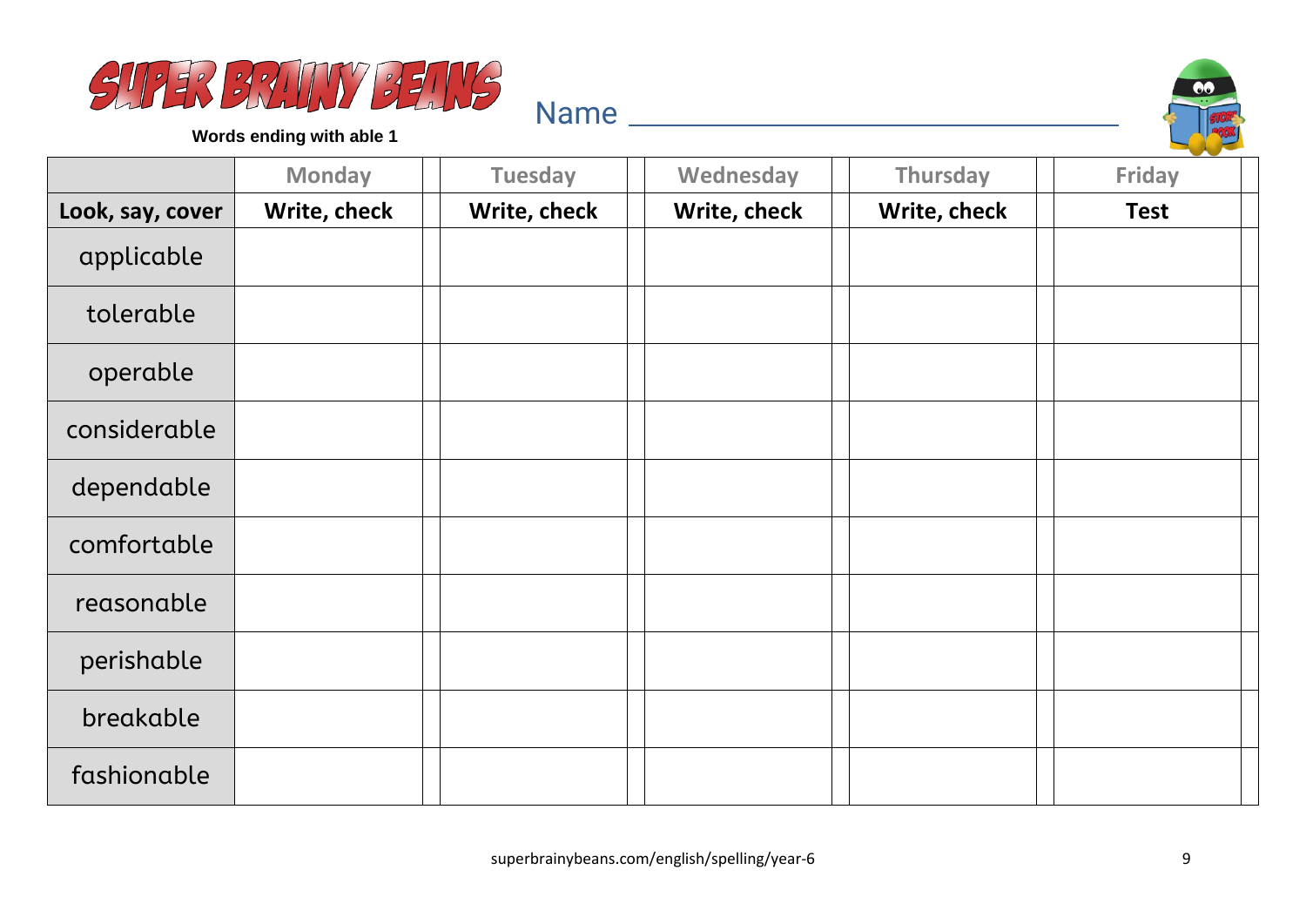# SUPER BRAINY BEANS

**Words ending with able 1**

Name ______________________________

| | Monday | | Tuesday | | Wednesday | | Thursday | | Friday | |
|---|---|---|---|---|---|---|---|---|---|---|
| **Look, say, cover** | **Write, check** | | **Write, check** | | **Write, check** | | **Write, check** | | **Test** | |
| applicable | | | | | | | | | | |
| tolerable | | | | | | | | | | |
| operable | | | | | | | | | | |
| considerable | | | | | | | | | | |
| dependable | | | | | | | | | | |
| comfortable | | | | | | | | | | |
| reasonable | | | | | | | | | | |
| perishable | | | | | | | | | | |
| breakable | | | | | | | | | | |
| fashionable | | | | | | | | | | |

superbrainybeans.com/english/spelling/year-6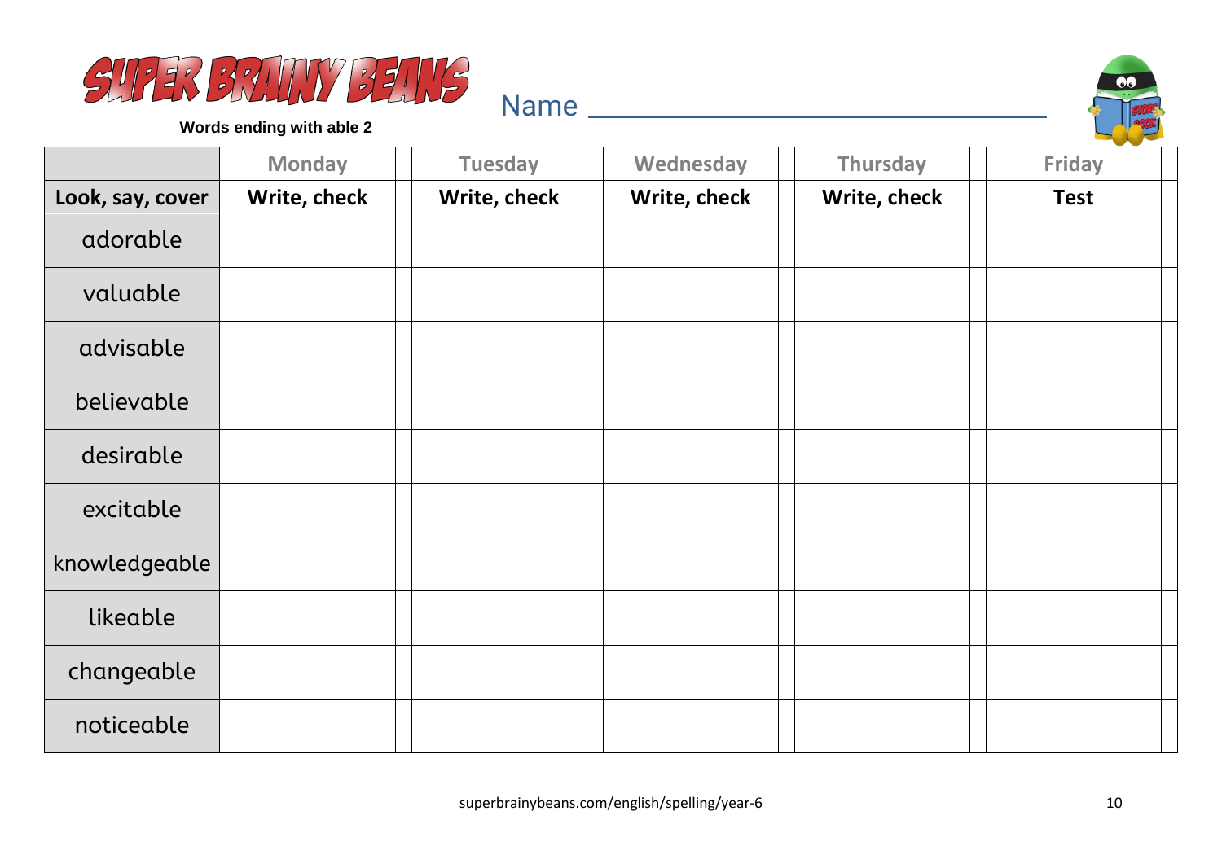# SUPER BRAINY BEANS

**Words ending with able 2**

Name ___________________________________

| | Monday | Tuesday | Wednesday | Thursday | Friday |
|---|---|---|---|---|---|
| **Look, say, cover** | **Write, check** | **Write, check** | **Write, check** | **Write, check** | **Test** |
| adorable | | | | | |
| valuable | | | | | |
| advisable | | | | | |
| believable | | | | | |
| desirable | | | | | |
| excitable | | | | | |
| knowledgeable | | | | | |
| likeable | | | | | |
| changeable | | | | | |
| noticeable | | | | | |

superbrainybeans.com/english/spelling/year-6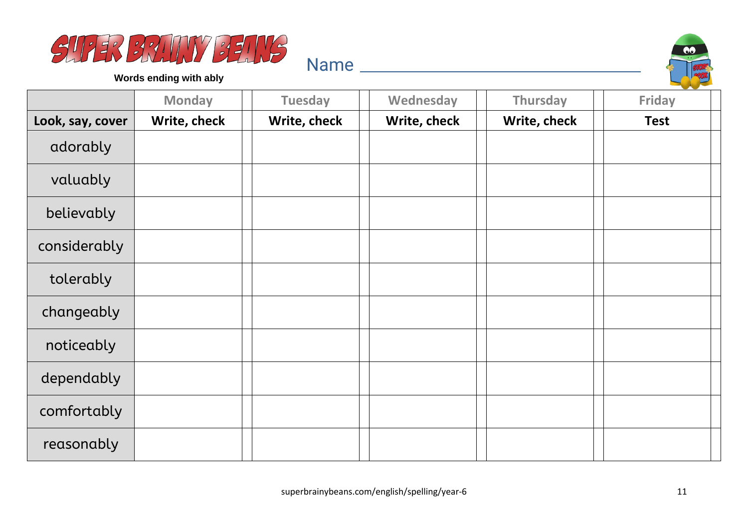# SUPER BRAINY BEANS

**Words ending with ably**

Name ___________________________

| | Monday | Tuesday | Wednesday | Thursday | Friday |
|---|---|---|---|---|---|
| **Look, say, cover** | **Write, check** | **Write, check** | **Write, check** | **Write, check** | **Test** |
| adorably | | | | | |
| valuably | | | | | |
| believably | | | | | |
| considerably | | | | | |
| tolerably | | | | | |
| changeably | | | | | |
| noticeably | | | | | |
| dependably | | | | | |
| comfortably | | | | | |
| reasonably | | | | | |

superbrainybeans.com/english/spelling/year-6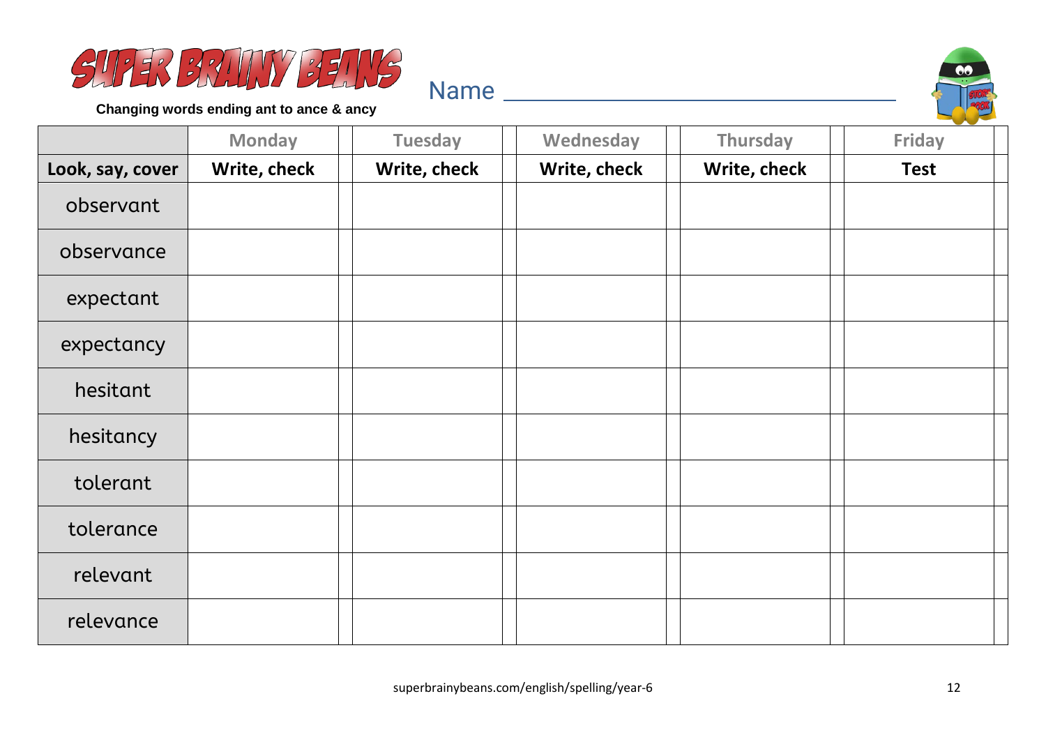# SUPER BRAINY BEANS

**Changing words ending ant to ance & ancy**

Name ______________________________

| | Monday | Tuesday | Wednesday | Thursday | Friday |
|---|---|---|---|---|---|
| **Look, say, cover** | **Write, check** | **Write, check** | **Write, check** | **Write, check** | **Test** |
| observant | | | | | |
| observance | | | | | |
| expectant | | | | | |
| expectancy | | | | | |
| hesitant | | | | | |
| hesitancy | | | | | |
| tolerant | | | | | |
| tolerance | | | | | |
| relevant | | | | | |
| relevance | | | | | |

superbrainybeans.com/english/spelling/year-6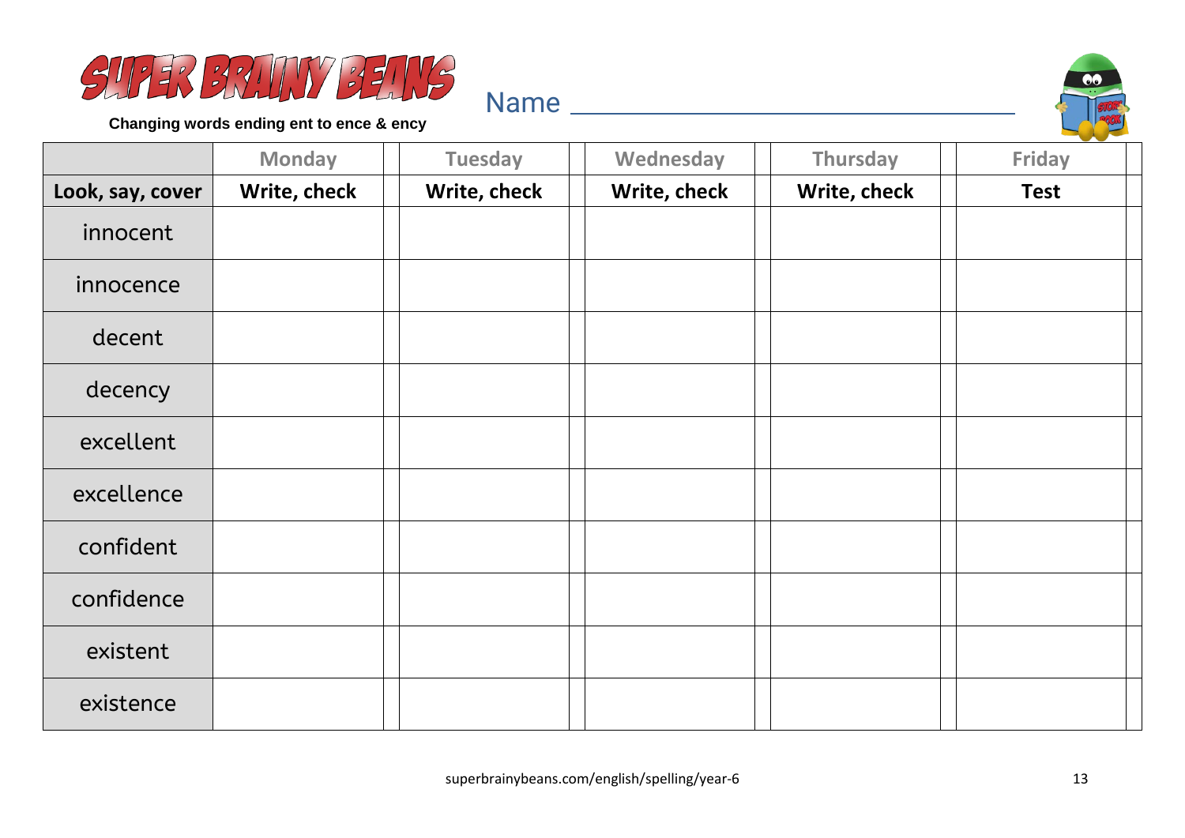# SUPER BRAINY BEANS

**Changing words ending ent to ence & ency**

Name ______________________________

| | Monday | Tuesday | Wednesday | Thursday | Friday |
|---|---|---|---|---|---|
| **Look, say, cover** | **Write, check** | **Write, check** | **Write, check** | **Write, check** | **Test** |
| innocent | | | | | |
| innocence | | | | | |
| decent | | | | | |
| decency | | | | | |
| excellent | | | | | |
| excellence | | | | | |
| confident | | | | | |
| confidence | | | | | |
| existent | | | | | |
| existence | | | | | |

superbrainybeans.com/english/spelling/year-6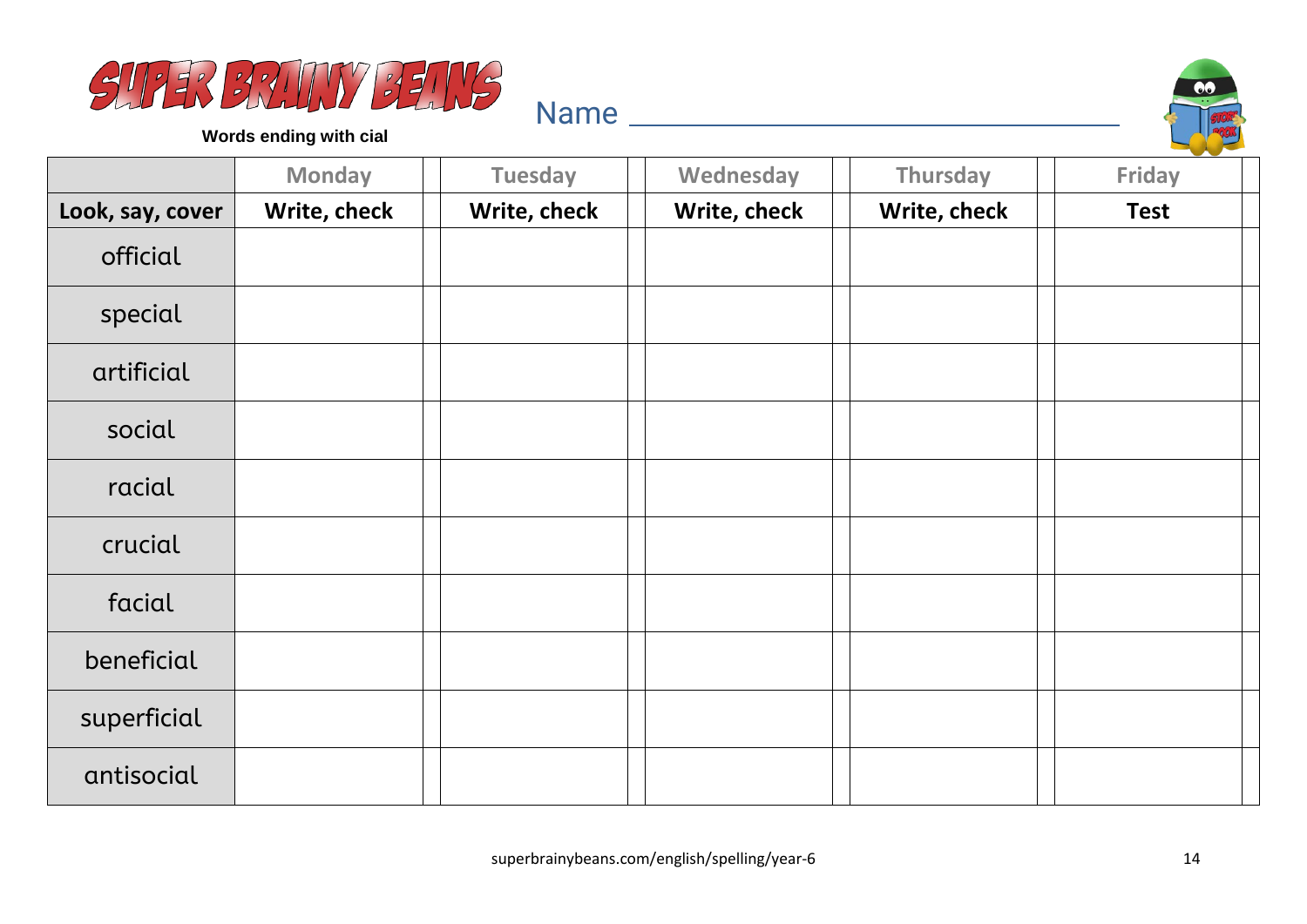# SUPER BRAINY BEANS

**Words ending with cial**

Name ________________________________

| | Monday | Tuesday | Wednesday | Thursday | Friday |
|---|---|---|---|---|---|
| **Look, say, cover** | **Write, check** | **Write, check** | **Write, check** | **Write, check** | **Test** |
| official | | | | | |
| special | | | | | |
| artificial | | | | | |
| social | | | | | |
| racial | | | | | |
| crucial | | | | | |
| facial | | | | | |
| beneficial | | | | | |
| superficial | | | | | |
| antisocial | | | | | |

superbrainybeans.com/english/spelling/year-6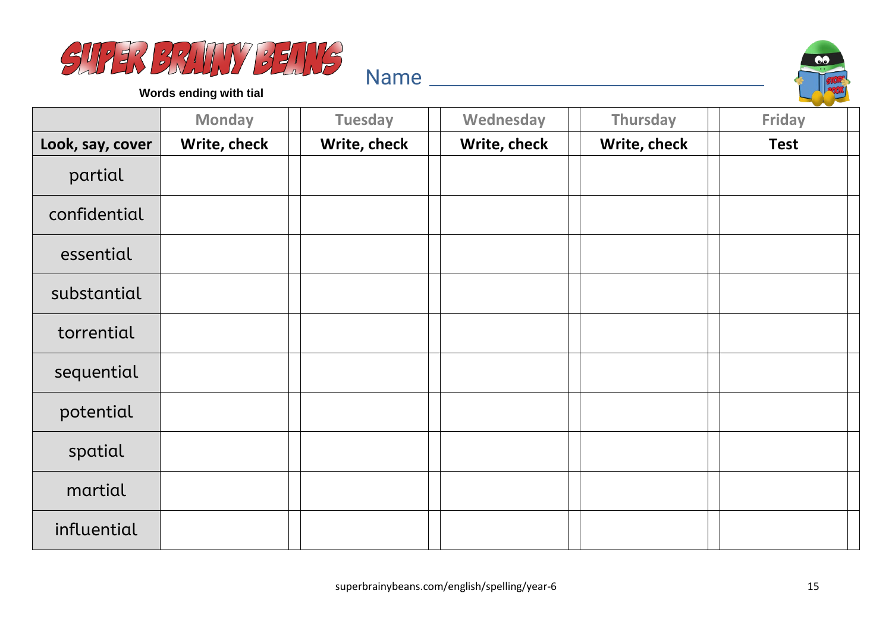# SUPER BRAINY BEANS

**Words ending with tial**

Name ______________________________

| | Monday | Tuesday | Wednesday | Thursday | Friday |
|---|---|---|---|---|---|
| **Look, say, cover** | **Write, check** | **Write, check** | **Write, check** | **Write, check** | **Test** |
| partial | | | | | |
| confidential | | | | | |
| essential | | | | | |
| substantial | | | | | |
| torrential | | | | | |
| sequential | | | | | |
| potential | | | | | |
| spatial | | | | | |
| martial | | | | | |
| influential | | | | | |

superbrainybeans.com/english/spelling/year-6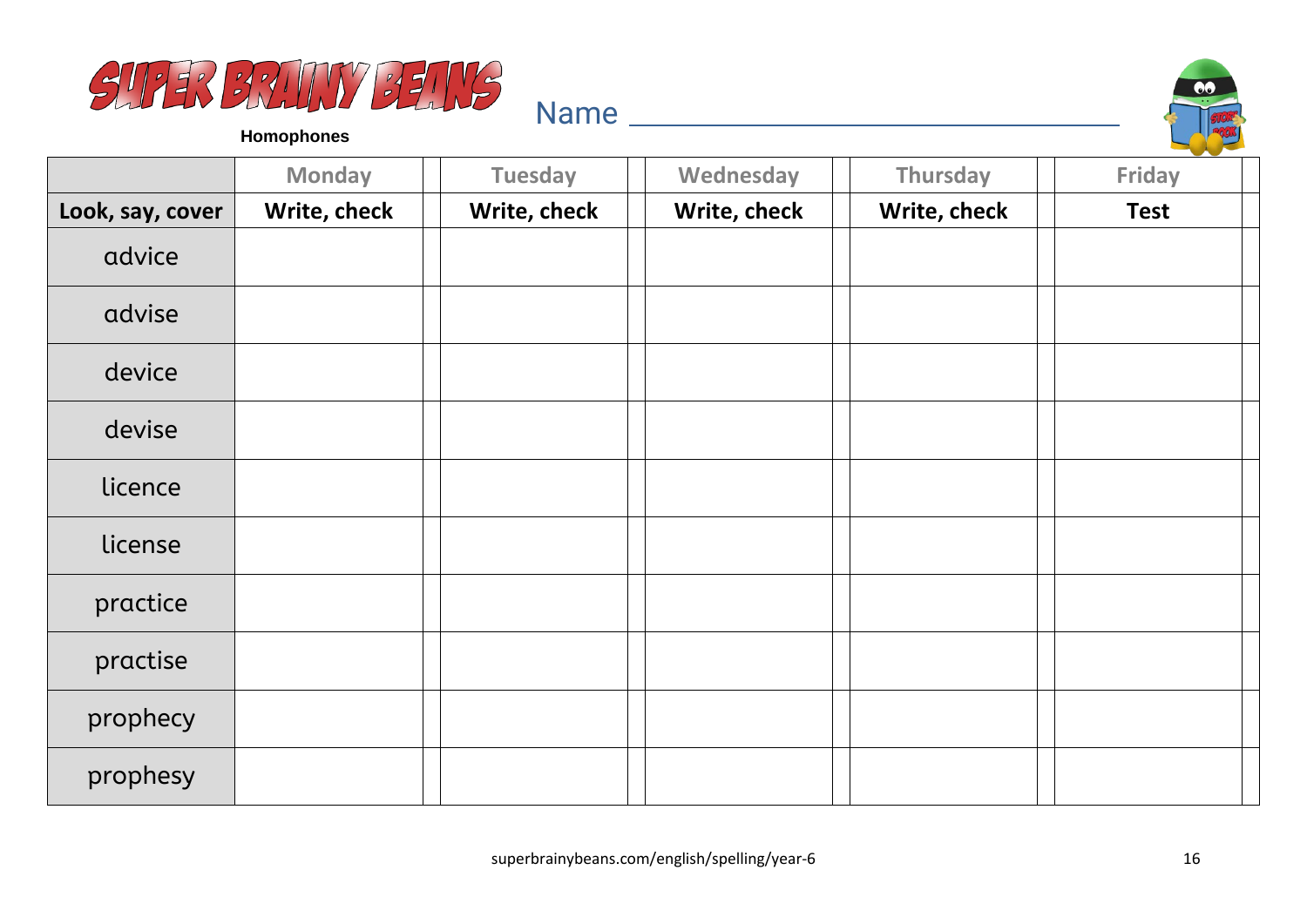# SUPER BRAINY BEANS

**Homophones**

Name ______________________________

| | Monday | Tuesday | Wednesday | Thursday | Friday |
|---|---|---|---|---|---|
| **Look, say, cover** | **Write, check** | **Write, check** | **Write, check** | **Write, check** | **Test** |
| advice | | | | | |
| advise | | | | | |
| device | | | | | |
| devise | | | | | |
| licence | | | | | |
| license | | | | | |
| practice | | | | | |
| practise | | | | | |
| prophecy | | | | | |
| prophesy | | | | | |

superbrainybeans.com/english/spelling/year-6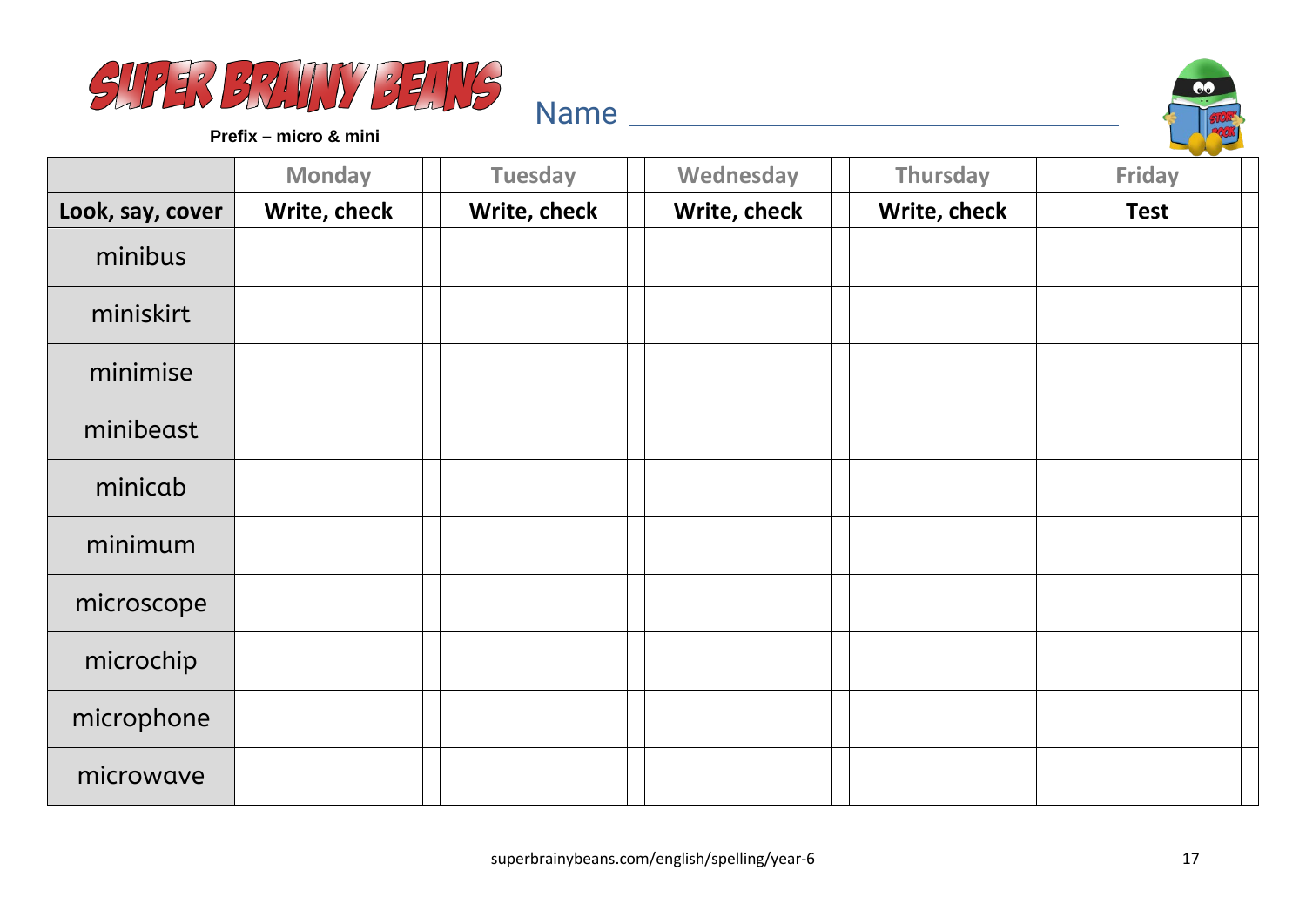# SUPER BRAINY BEANS

**Prefix – micro & mini**

Name ______________________________

| | Monday | Tuesday | Wednesday | Thursday | Friday |
|---|---|---|---|---|---|
| **Look, say, cover** | **Write, check** | **Write, check** | **Write, check** | **Write, check** | **Test** |
| minibus | | | | | |
| miniskirt | | | | | |
| minimise | | | | | |
| minibeast | | | | | |
| minicab | | | | | |
| minimum | | | | | |
| microscope | | | | | |
| microchip | | | | | |
| microphone | | | | | |
| microwave | | | | | |

superbrainybeans.com/english/spelling/year-6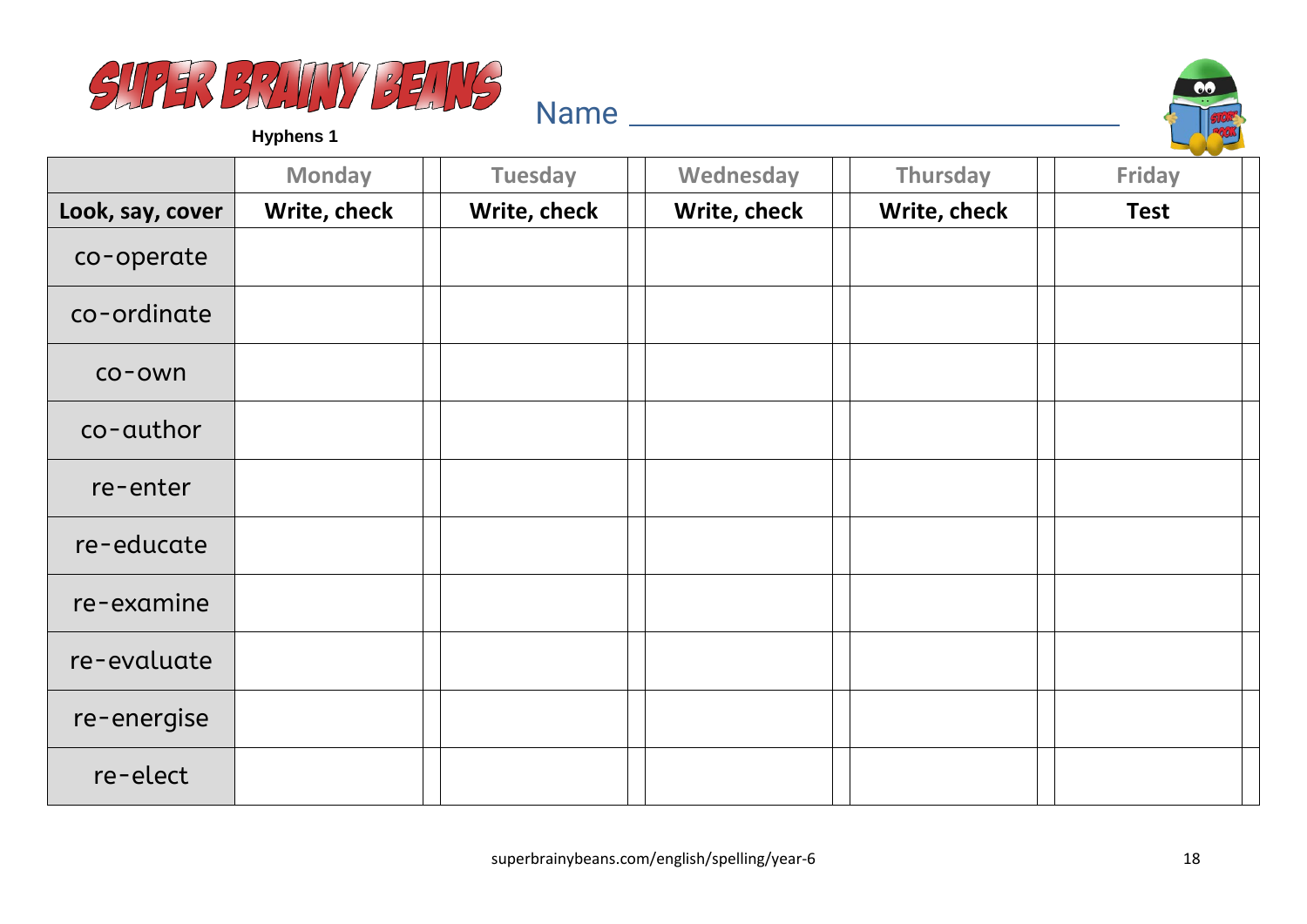# SUPER BRAINY BEANS

**Hyphens 1**

Name ______________________________

| | Monday | | Tuesday | | Wednesday | | Thursday | | Friday | |
|---|---|---|---|---|---|---|---|---|---|---|
| **Look, say, cover** | **Write, check** | | **Write, check** | | **Write, check** | | **Write, check** | | **Test** | |
| co-operate | | | | | | | | | | |
| co-ordinate | | | | | | | | | | |
| co-own | | | | | | | | | | |
| co-author | | | | | | | | | | |
| re-enter | | | | | | | | | | |
| re-educate | | | | | | | | | | |
| re-examine | | | | | | | | | | |
| re-evaluate | | | | | | | | | | |
| re-energise | | | | | | | | | | |
| re-elect | | | | | | | | | | |

superbrainybeans.com/english/spelling/year-6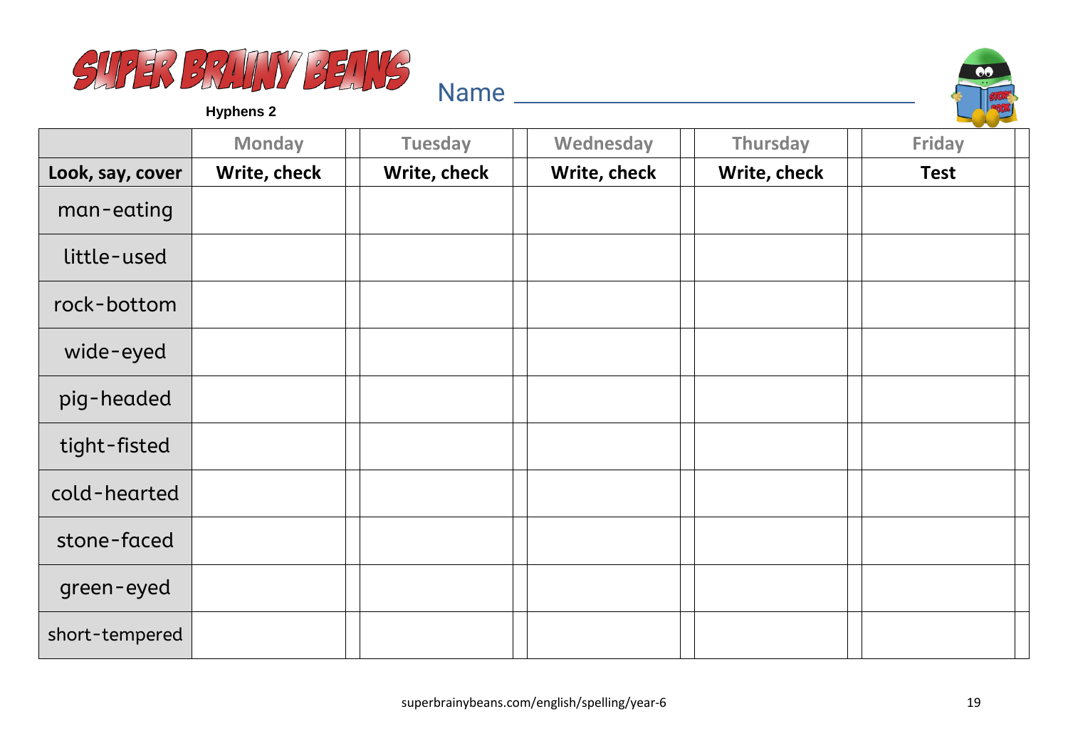# SUPER BRAINY BEANS

**Hyphens 2**

Name ______________________________

| | Monday | Tuesday | Wednesday | Thursday | Friday |
|---|---|---|---|---|---|
| **Look, say, cover** | **Write, check** | **Write, check** | **Write, check** | **Write, check** | **Test** |
| man-eating | | | | | |
| little-used | | | | | |
| rock-bottom | | | | | |
| wide-eyed | | | | | |
| pig-headed | | | | | |
| tight-fisted | | | | | |
| cold-hearted | | | | | |
| stone-faced | | | | | |
| green-eyed | | | | | |
| short-tempered | | | | | |

superbrainybeans.com/english/spelling/year-6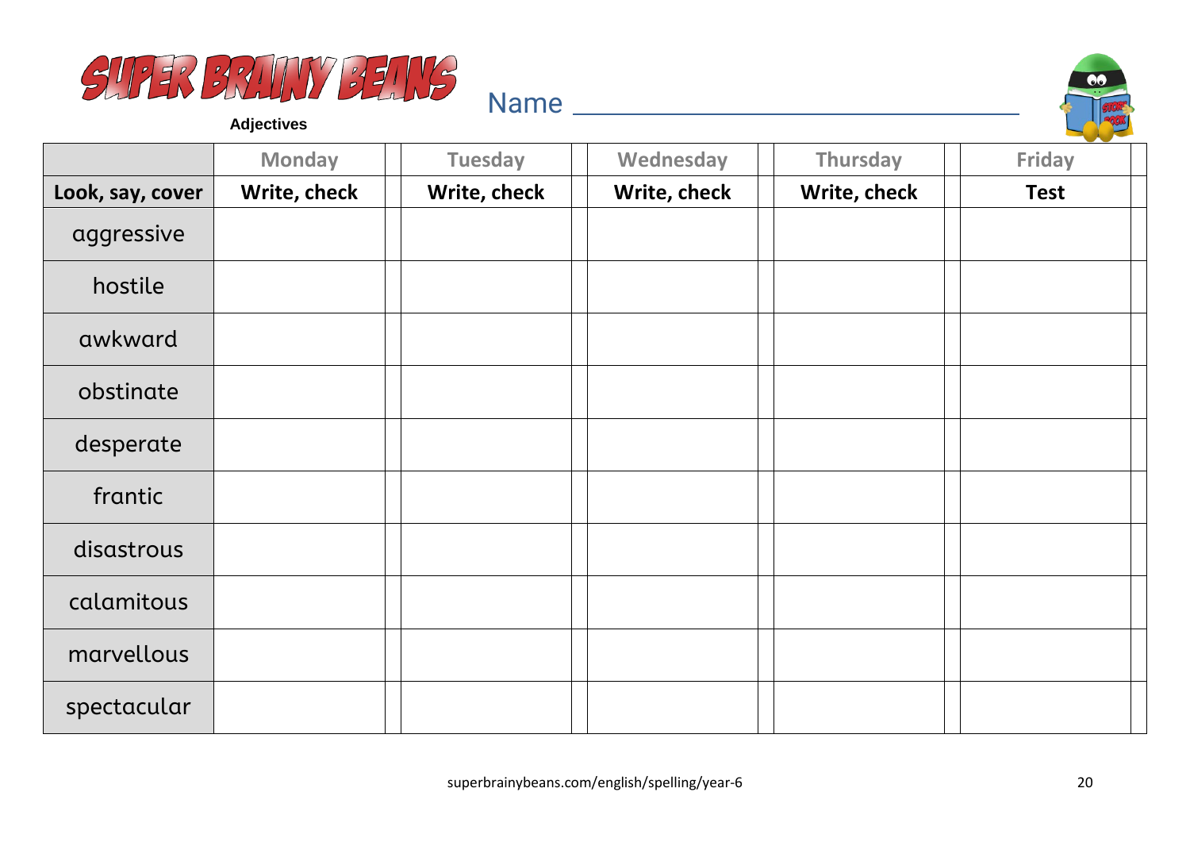SUPER BRAINY BEANS

**Adjectives**

Name ______________________________

| | Monday | Tuesday | Wednesday | Thursday | Friday |
|---|---|---|---|---|---|
| **Look, say, cover** | **Write, check** | **Write, check** | **Write, check** | **Write, check** | **Test** |
| aggressive | | | | | |
| hostile | | | | | |
| awkward | | | | | |
| obstinate | | | | | |
| desperate | | | | | |
| frantic | | | | | |
| disastrous | | | | | |
| calamitous | | | | | |
| marvellous | | | | | |
| spectacular | | | | | |

superbrainybeans.com/english/spelling/year-6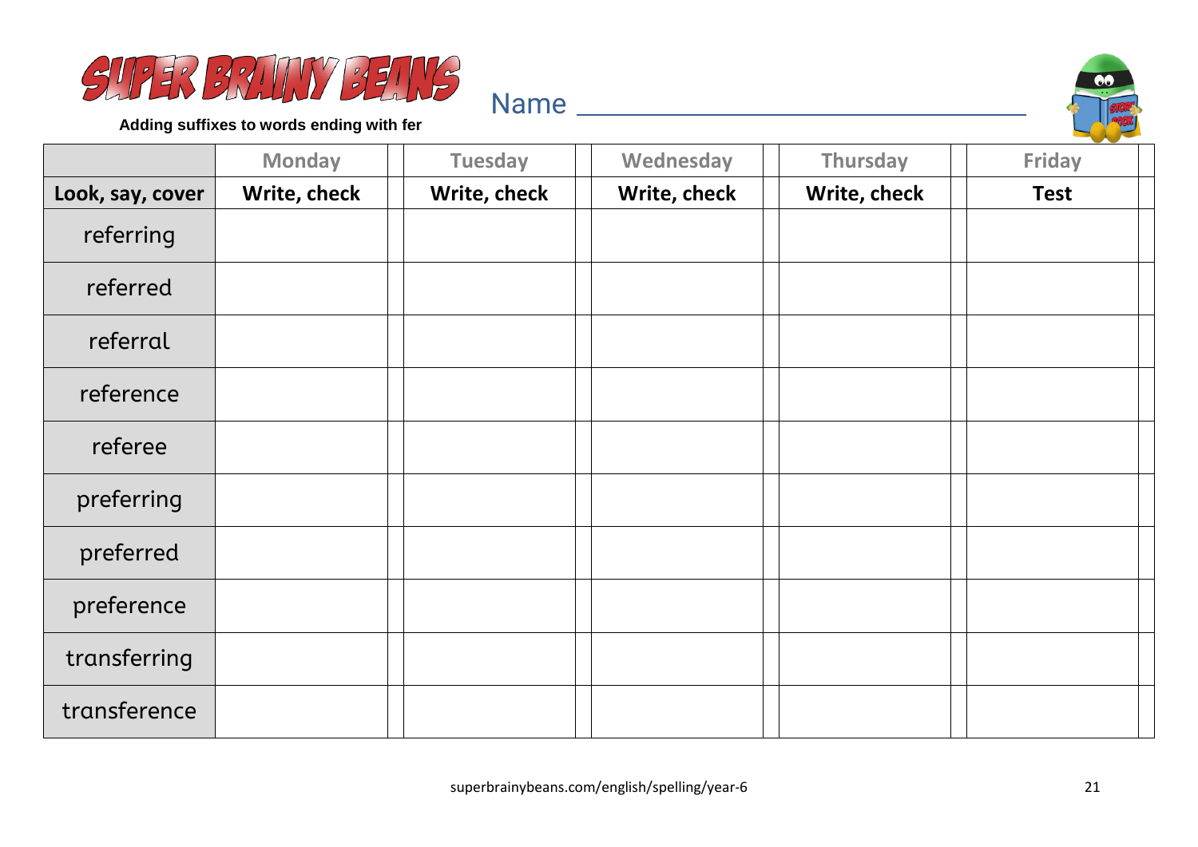# SUPER BRAINY BEANS

**Adding suffixes to words ending with fer**

Name ____________________________

| | Monday | Tuesday | Wednesday | Thursday | Friday |
|---|---|---|---|---|---|
| **Look, say, cover** | **Write, check** | **Write, check** | **Write, check** | **Write, check** | **Test** |
| referring | | | | | |
| referred | | | | | |
| referral | | | | | |
| reference | | | | | |
| referee | | | | | |
| preferring | | | | | |
| preferred | | | | | |
| preference | | | | | |
| transferring | | | | | |
| transference | | | | | |

superbrainybeans.com/english/spelling/year-6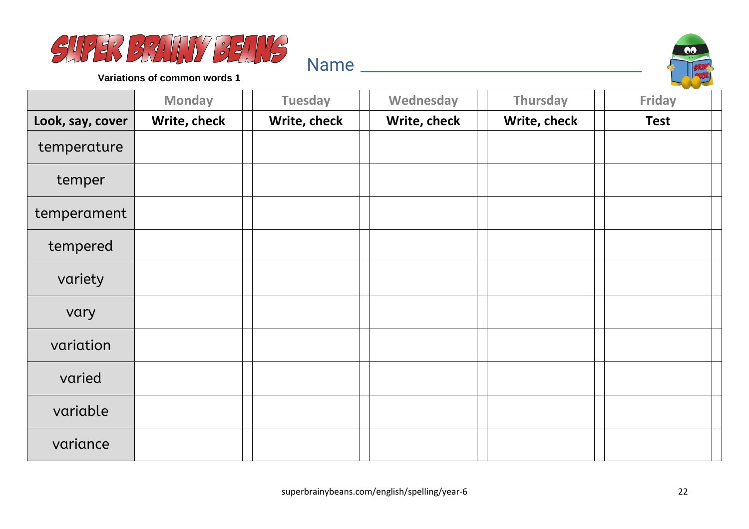SUPER BRAINY BEANS

**Variations of common words 1**

Name ________________________________

| | Monday | Tuesday | Wednesday | Thursday | Friday |
|---|---|---|---|---|---|
| **Look, say, cover** | **Write, check** | **Write, check** | **Write, check** | **Write, check** | **Test** |
| temperature | | | | | |
| temper | | | | | |
| temperament | | | | | |
| tempered | | | | | |
| variety | | | | | |
| vary | | | | | |
| variation | | | | | |
| varied | | | | | |
| variable | | | | | |
| variance | | | | | |

superbrainybeans.com/english/spelling/year-6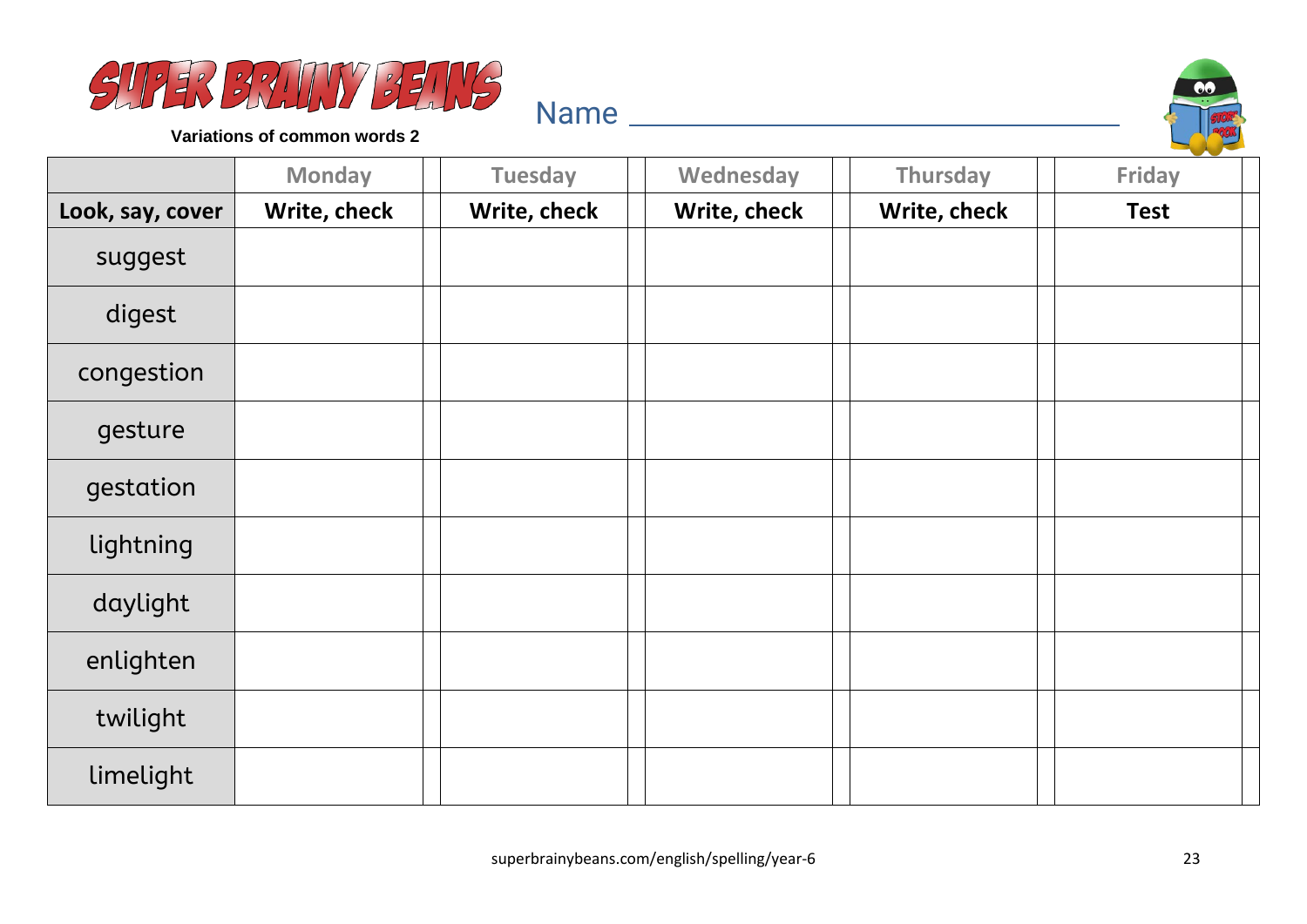# SUPER BRAINY BEANS

**Variations of common words 2**

Name ________________________________

| | Monday | Tuesday | Wednesday | Thursday | Friday |
|---|---|---|---|---|---|
| **Look, say, cover** | **Write, check** | **Write, check** | **Write, check** | **Write, check** | **Test** |
| suggest | | | | | |
| digest | | | | | |
| congestion | | | | | |
| gesture | | | | | |
| gestation | | | | | |
| lightning | | | | | |
| daylight | | | | | |
| enlighten | | | | | |
| twilight | | | | | |
| limelight | | | | | |

superbrainybeans.com/english/spelling/year-6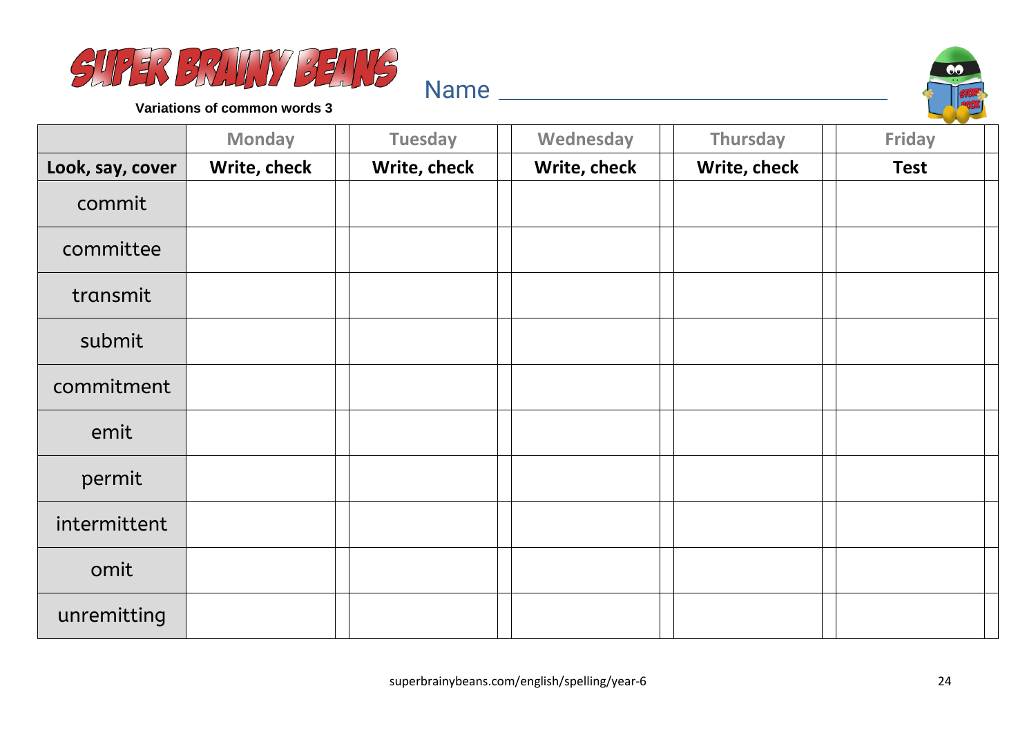# SUPER BRAINY BEANS

**Variations of common words 3**

Name ______________________________

| | Monday | Tuesday | Wednesday | Thursday | Friday |
|---|---|---|---|---|---|
| **Look, say, cover** | **Write, check** | **Write, check** | **Write, check** | **Write, check** | **Test** |
| commit | | | | | |
| committee | | | | | |
| transmit | | | | | |
| submit | | | | | |
| commitment | | | | | |
| emit | | | | | |
| permit | | | | | |
| intermittent | | | | | |
| omit | | | | | |
| unremitting | | | | | |

superbrainybeans.com/english/spelling/year-6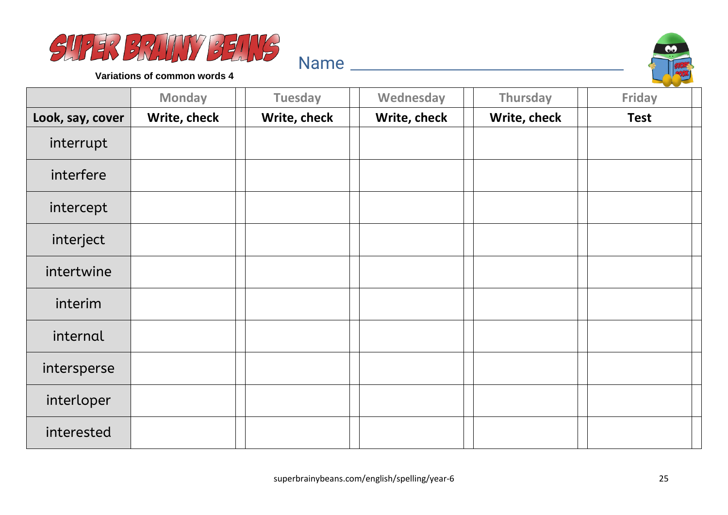# SUPER BRAINY BEANS

**Variations of common words 4**

Name ______________________________

| | Monday | Tuesday | Wednesday | Thursday | Friday |
|---|---|---|---|---|---|
| **Look, say, cover** | **Write, check** | **Write, check** | **Write, check** | **Write, check** | **Test** |
| interrupt | | | | | |
| interfere | | | | | |
| intercept | | | | | |
| interject | | | | | |
| intertwine | | | | | |
| interim | | | | | |
| internal | | | | | |
| intersperse | | | | | |
| interloper | | | | | |
| interested | | | | | |

superbrainybeans.com/english/spelling/year-6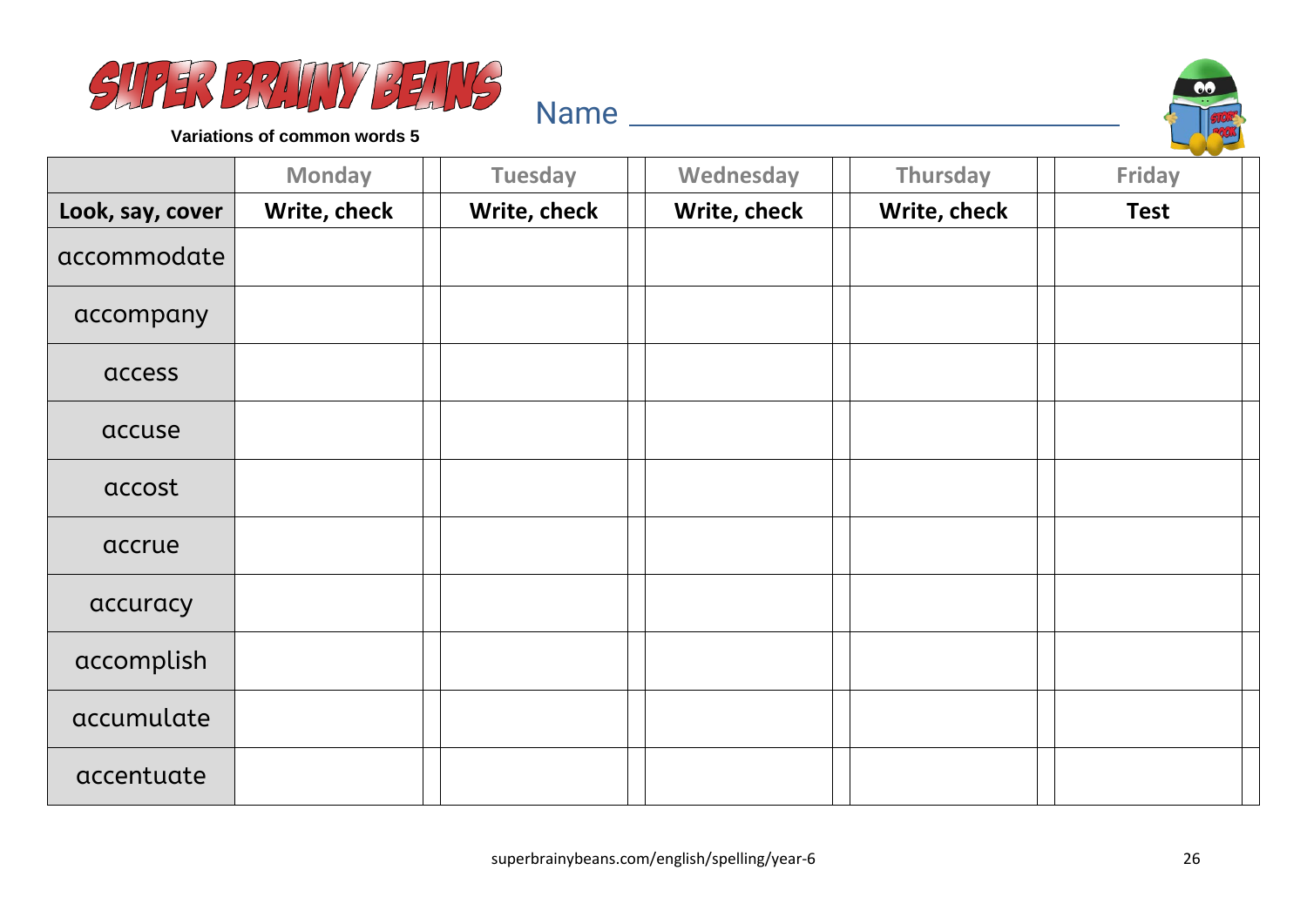# SUPER BRAINY BEANS

**Variations of common words 5**

Name ______________________________

| | Monday | | Tuesday | | Wednesday | | Thursday | | Friday | |
|---|---|---|---|---|---|---|---|---|---|---|
| **Look, say, cover** | **Write, check** | | **Write, check** | | **Write, check** | | **Write, check** | | **Test** | |
| accommodate | | | | | | | | | | |
| accompany | | | | | | | | | | |
| access | | | | | | | | | | |
| accuse | | | | | | | | | | |
| accost | | | | | | | | | | |
| accrue | | | | | | | | | | |
| accuracy | | | | | | | | | | |
| accomplish | | | | | | | | | | |
| accumulate | | | | | | | | | | |
| accentuate | | | | | | | | | | |

superbrainybeans.com/english/spelling/year-6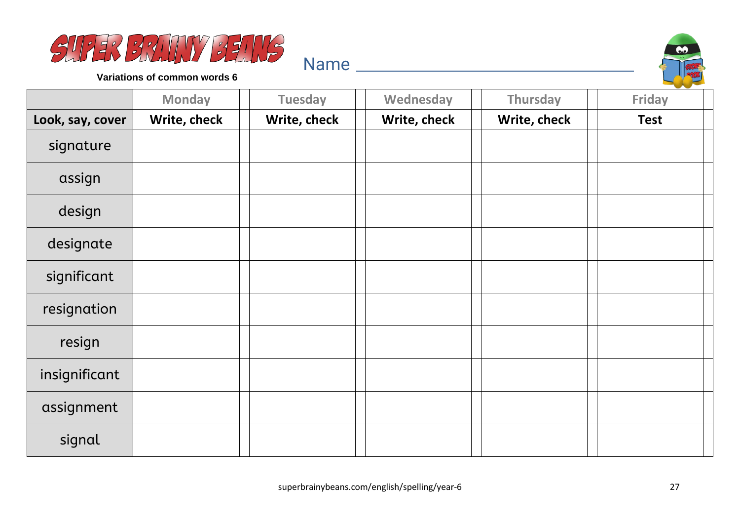# SUPER BRAINY BEANS

**Variations of common words 6**

Name ________________________________

| | Monday | | Tuesday | | Wednesday | | Thursday | | Friday | |
|---|---|---|---|---|---|---|---|---|---|---|
| **Look, say, cover** | **Write, check** | | **Write, check** | | **Write, check** | | **Write, check** | | **Test** | |
| signature | | | | | | | | | | |
| assign | | | | | | | | | | |
| design | | | | | | | | | | |
| designate | | | | | | | | | | |
| significant | | | | | | | | | | |
| resignation | | | | | | | | | | |
| resign | | | | | | | | | | |
| insignificant | | | | | | | | | | |
| assignment | | | | | | | | | | |
| signal | | | | | | | | | | |

superbrainybeans.com/english/spelling/year-6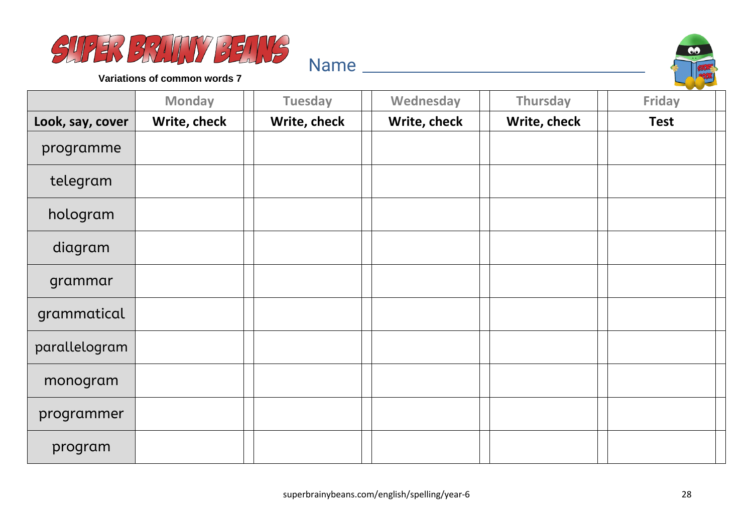**SUPER BRAINY BEANS**

**Variations of common words 7**

Name ________________________________

| | Monday | Tuesday | Wednesday | Thursday | Friday |
|---|---|---|---|---|---|
| **Look, say, cover** | **Write, check** | **Write, check** | **Write, check** | **Write, check** | **Test** |
| programme | | | | | |
| telegram | | | | | |
| hologram | | | | | |
| diagram | | | | | |
| grammar | | | | | |
| grammatical | | | | | |
| parallelogram | | | | | |
| monogram | | | | | |
| programmer | | | | | |
| program | | | | | |

superbrainybeans.com/english/spelling/year-6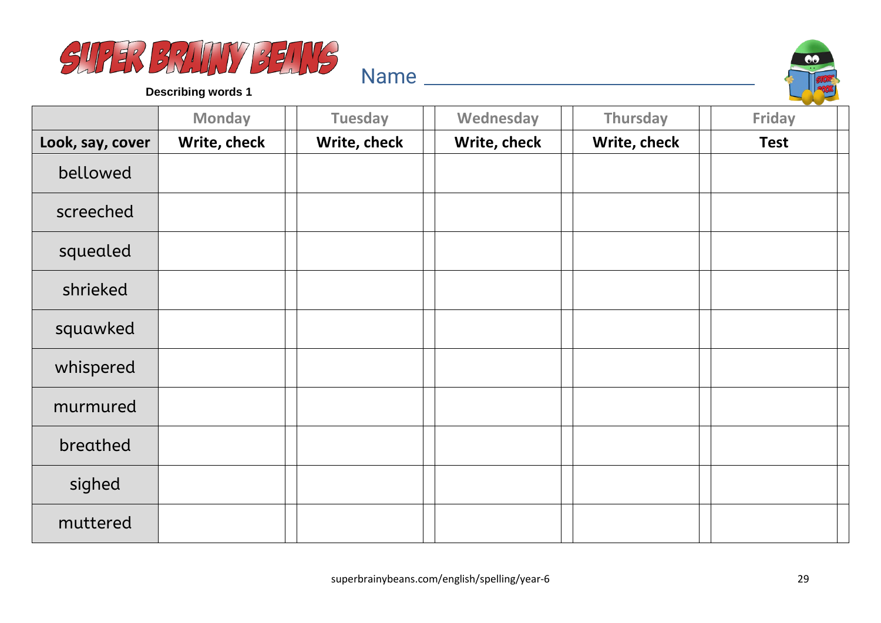# SUPER BRAINY BEANS

**Describing words 1**

Name ______________________________

| | Monday | | Tuesday | | Wednesday | | Thursday | | Friday | |
|---|---|---|---|---|---|---|---|---|---|---|
| **Look, say, cover** | **Write, check** | | **Write, check** | | **Write, check** | | **Write, check** | | **Test** | |
| bellowed | | | | | | | | | | |
| screeched | | | | | | | | | | |
| squealed | | | | | | | | | | |
| shrieked | | | | | | | | | | |
| squawked | | | | | | | | | | |
| whispered | | | | | | | | | | |
| murmured | | | | | | | | | | |
| breathed | | | | | | | | | | |
| sighed | | | | | | | | | | |
| muttered | | | | | | | | | | |

superbrainybeans.com/english/spelling/year-6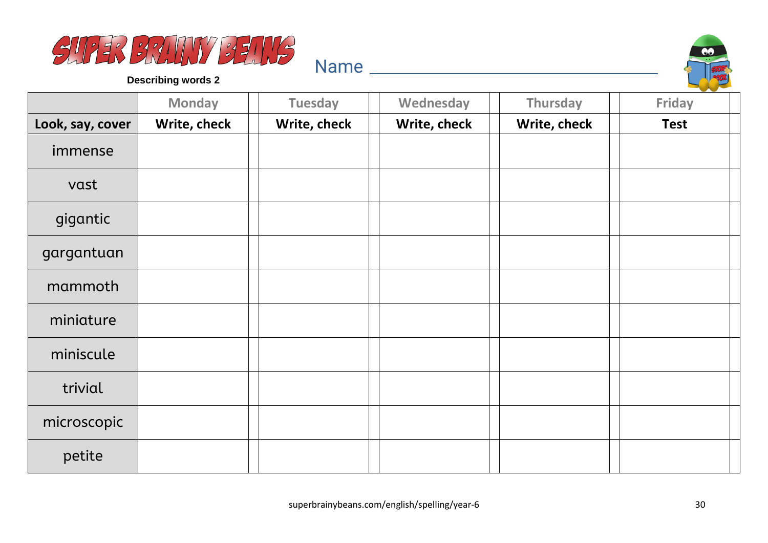# SUPER BRAINY BEANS

**Describing words 2**

Name ___________________________

| | Monday | Tuesday | Wednesday | Thursday | Friday |
|---|---|---|---|---|---|
| **Look, say, cover** | **Write, check** | **Write, check** | **Write, check** | **Write, check** | **Test** |
| immense | | | | | |
| vast | | | | | |
| gigantic | | | | | |
| gargantuan | | | | | |
| mammoth | | | | | |
| miniature | | | | | |
| miniscule | | | | | |
| trivial | | | | | |
| microscopic | | | | | |
| petite | | | | | |

superbrainybeans.com/english/spelling/year-6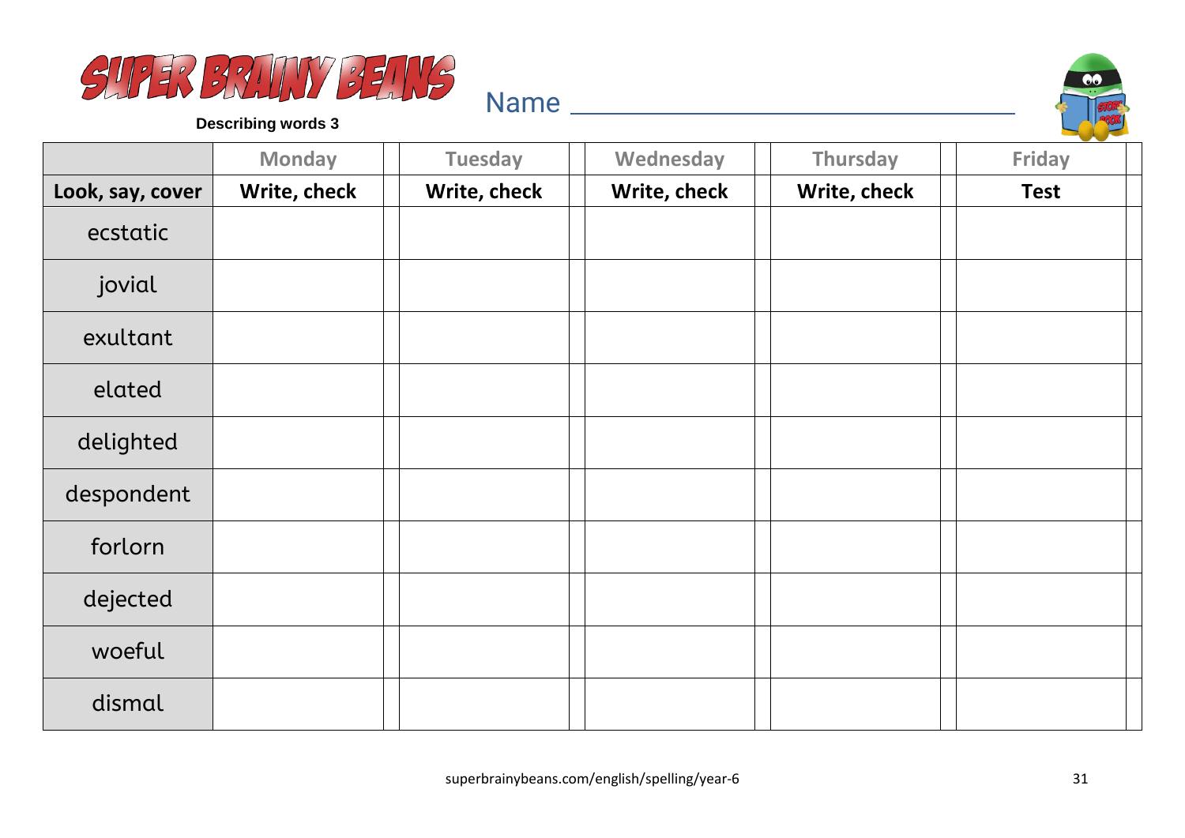# SUPER BRAINY BEANS

**Describing words 3**

Name ____________________________

| | Monday | Tuesday | Wednesday | Thursday | Friday |
|---|---|---|---|---|---|
| **Look, say, cover** | **Write, check** | **Write, check** | **Write, check** | **Write, check** | **Test** |
| ecstatic | | | | | |
| jovial | | | | | |
| exultant | | | | | |
| elated | | | | | |
| delighted | | | | | |
| despondent | | | | | |
| forlorn | | | | | |
| dejected | | | | | |
| woeful | | | | | |
| dismal | | | | | |

superbrainybeans.com/english/spelling/year-6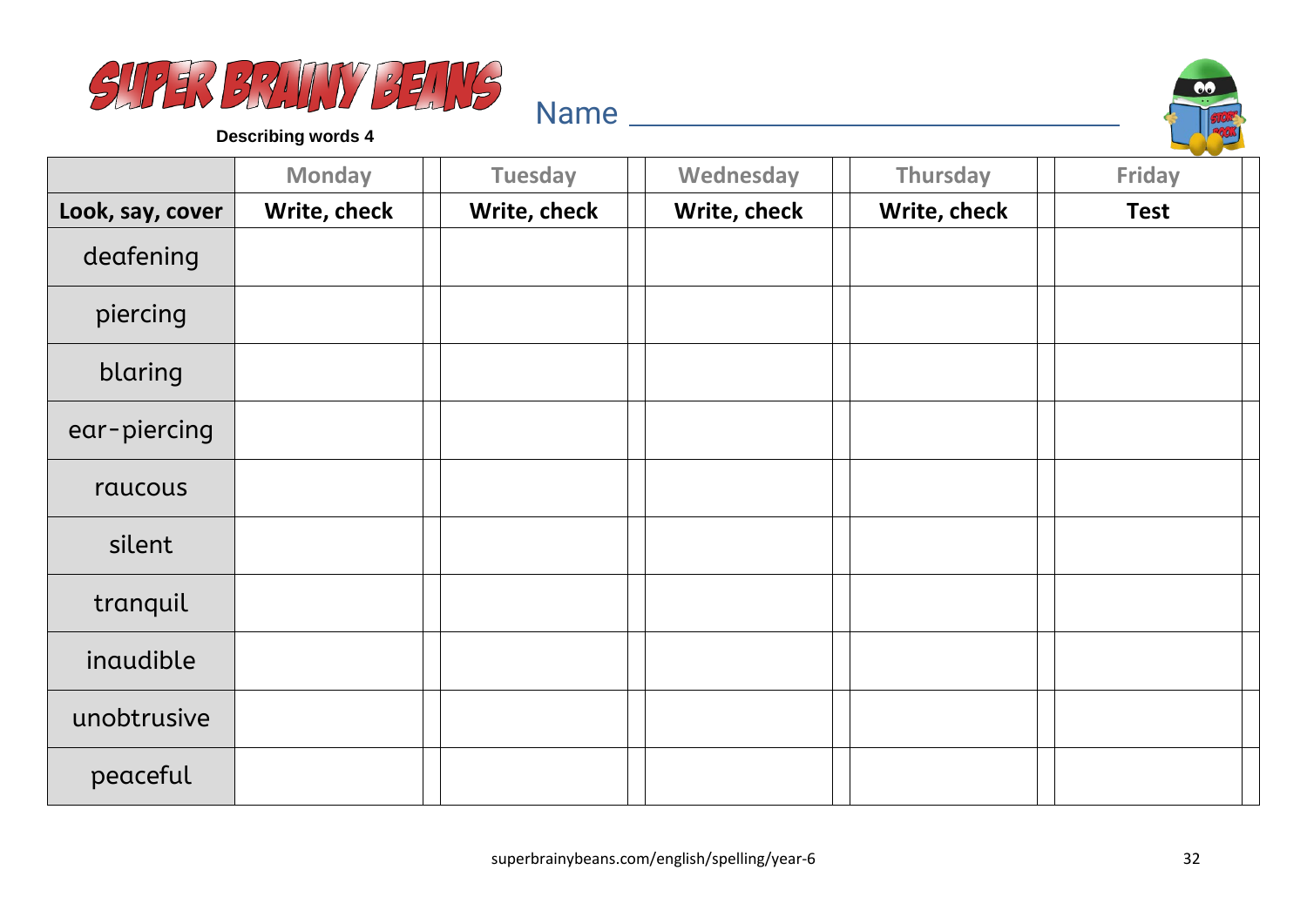# SUPER BRAINY BEANS

**Describing words 4**

Name ________________________________

| | Monday | | Tuesday | | Wednesday | | Thursday | | Friday | |
|---|---|---|---|---|---|---|---|---|---|---|
| **Look, say, cover** | **Write, check** | | **Write, check** | | **Write, check** | | **Write, check** | | **Test** | |
| deafening | | | | | | | | | | |
| piercing | | | | | | | | | | |
| blaring | | | | | | | | | | |
| ear-piercing | | | | | | | | | | |
| raucous | | | | | | | | | | |
| silent | | | | | | | | | | |
| tranquil | | | | | | | | | | |
| inaudible | | | | | | | | | | |
| unobtrusive | | | | | | | | | | |
| peaceful | | | | | | | | | | |

superbrainybeans.com/english/spelling/year-6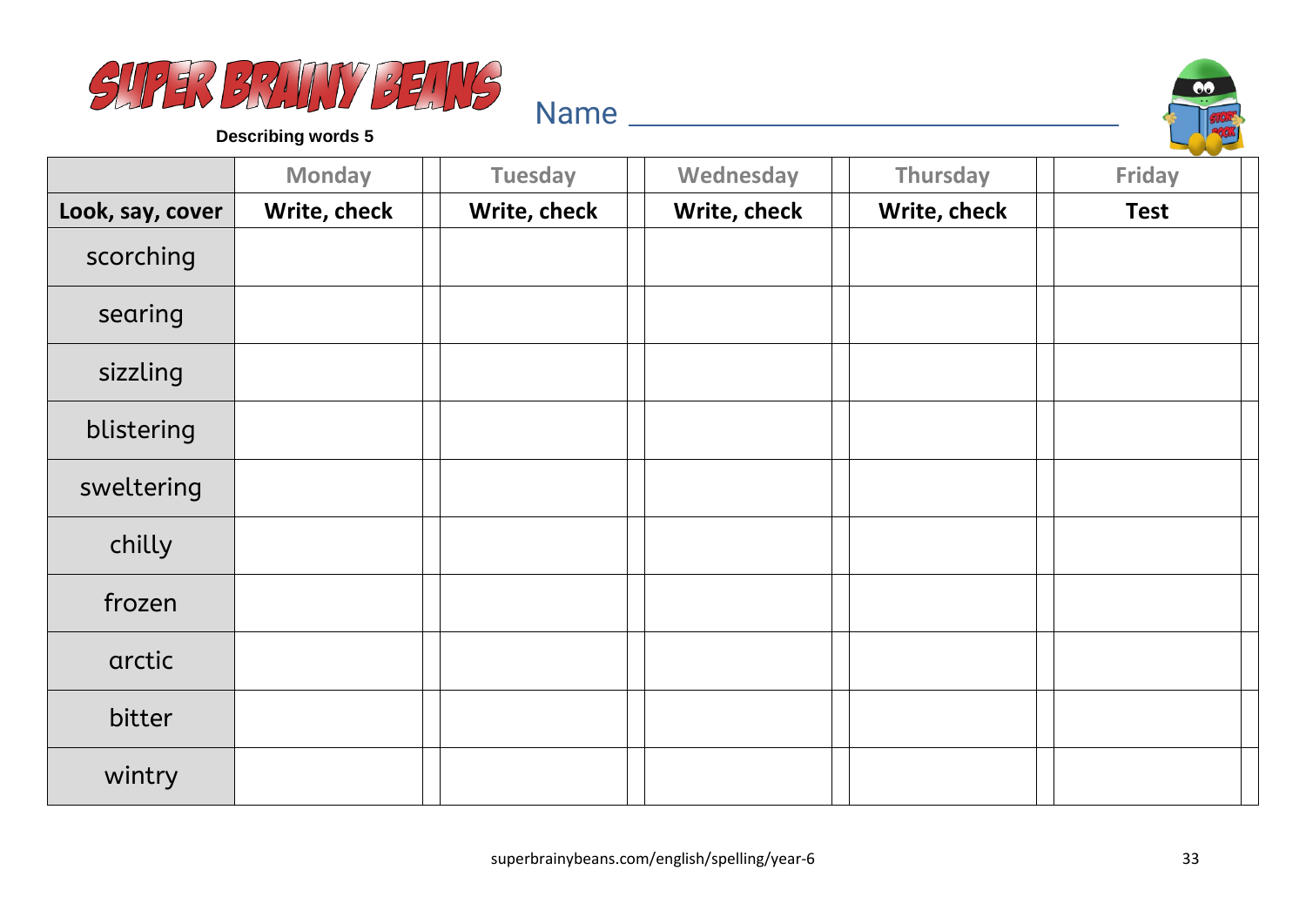# SUPER BRAINY BEANS

**Describing words 5**

Name ________________________________

| | Monday | Tuesday | Wednesday | Thursday | Friday |
|---|---|---|---|---|---|
| **Look, say, cover** | **Write, check** | **Write, check** | **Write, check** | **Write, check** | **Test** |
| scorching | | | | | |
| searing | | | | | |
| sizzling | | | | | |
| blistering | | | | | |
| sweltering | | | | | |
| chilly | | | | | |
| frozen | | | | | |
| arctic | | | | | |
| bitter | | | | | |
| wintry | | | | | |

superbrainybeans.com/english/spelling/year-6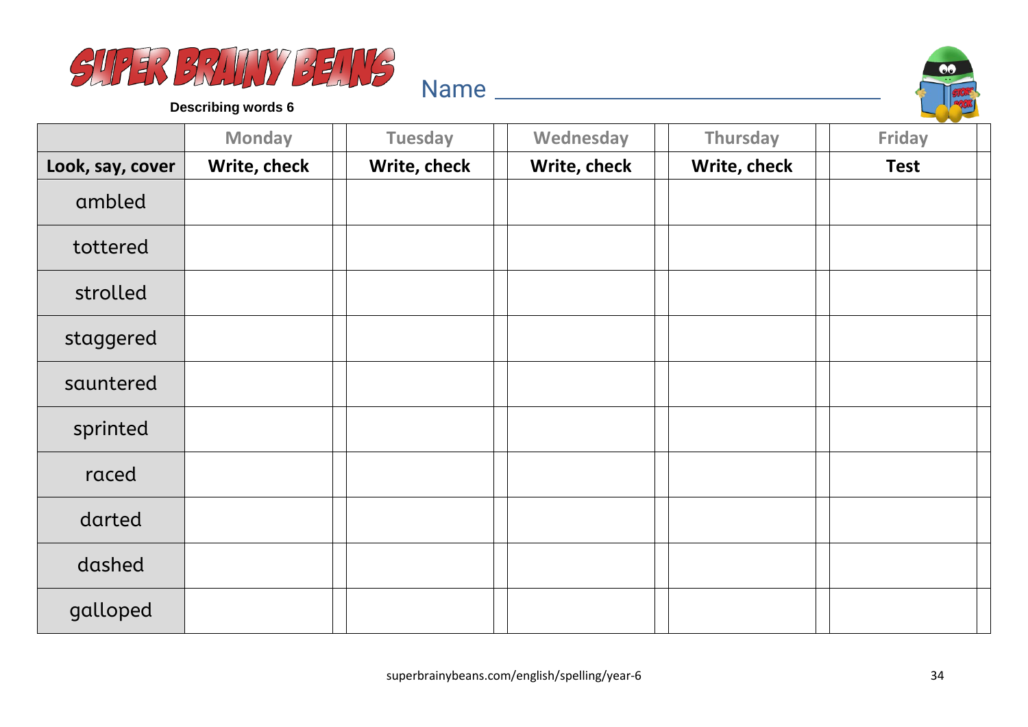# SUPER BRAINY BEANS

**Describing words 6**

Name ______________________________

| | Monday | Tuesday | Wednesday | Thursday | Friday |
|---|---|---|---|---|---|
| **Look, say, cover** | **Write, check** | **Write, check** | **Write, check** | **Write, check** | **Test** |
| ambled | | | | | |
| tottered | | | | | |
| strolled | | | | | |
| staggered | | | | | |
| sauntered | | | | | |
| sprinted | | | | | |
| raced | | | | | |
| darted | | | | | |
| dashed | | | | | |
| galloped | | | | | |

superbrainybeans.com/english/spelling/year-6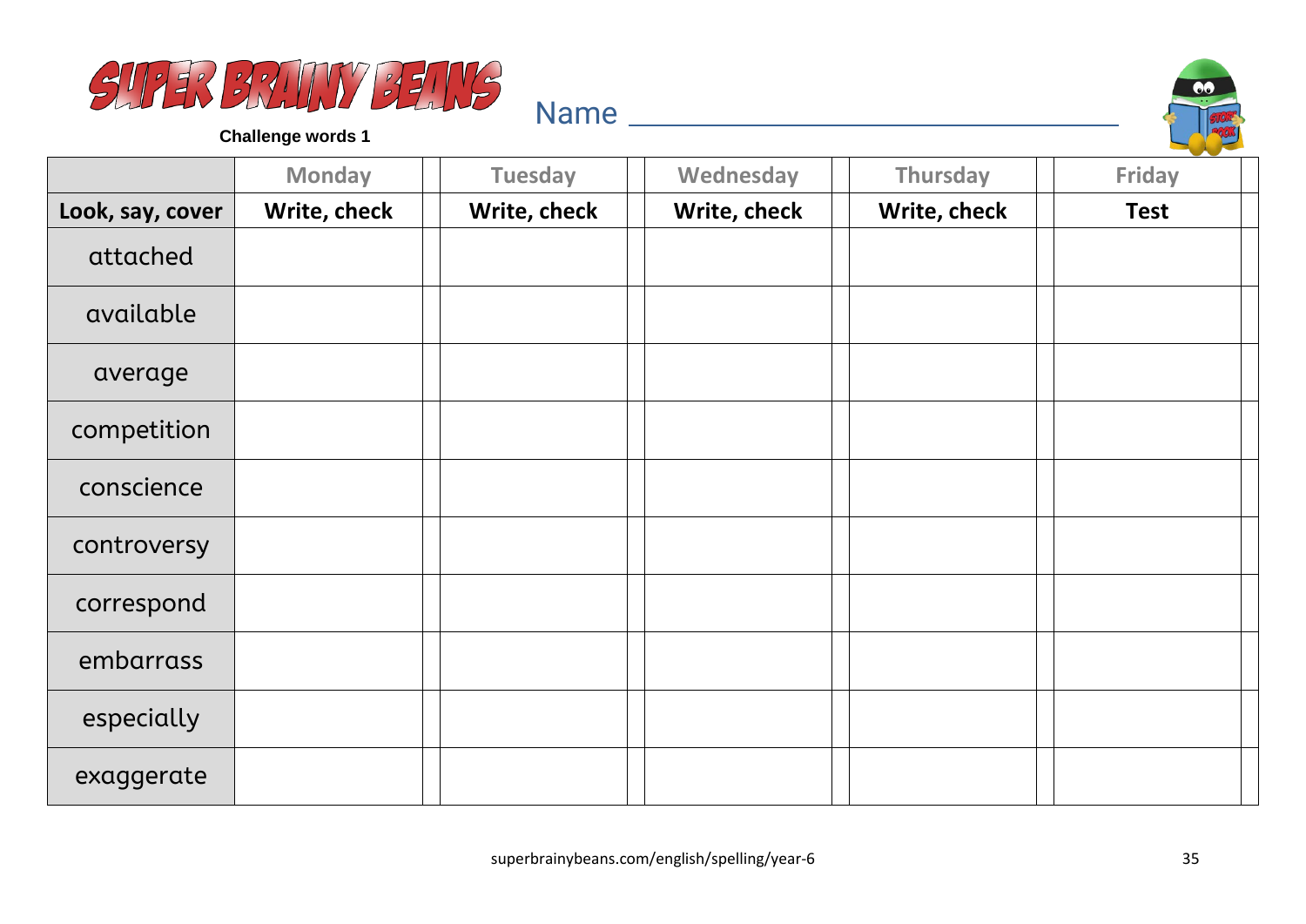# SUPER BRAINY BEANS

**Challenge words 1**

Name ______________________________

| | Monday | Tuesday | Wednesday | Thursday | Friday |
|---|---|---|---|---|---|
| **Look, say, cover** | **Write, check** | **Write, check** | **Write, check** | **Write, check** | **Test** |
| attached | | | | | |
| available | | | | | |
| average | | | | | |
| competition | | | | | |
| conscience | | | | | |
| controversy | | | | | |
| correspond | | | | | |
| embarrass | | | | | |
| especially | | | | | |
| exaggerate | | | | | |

superbrainybeans.com/english/spelling/year-6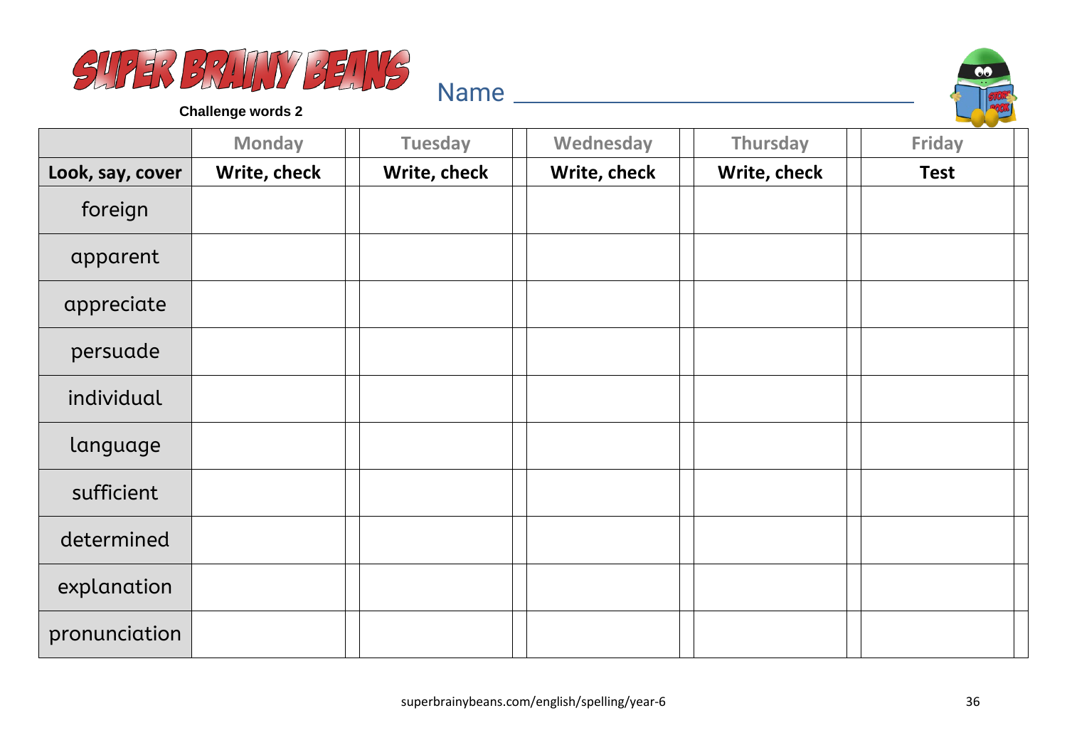# SUPER BRAINY BEANS

**Challenge words 2**

Name ___________________________________

| | Monday | | Tuesday | | Wednesday | | Thursday | | Friday | |
|---|---|---|---|---|---|---|---|---|---|---|
| **Look, say, cover** | **Write, check** | | **Write, check** | | **Write, check** | | **Write, check** | | **Test** | |
| foreign | | | | | | | | | | |
| apparent | | | | | | | | | | |
| appreciate | | | | | | | | | | |
| persuade | | | | | | | | | | |
| individual | | | | | | | | | | |
| language | | | | | | | | | | |
| sufficient | | | | | | | | | | |
| determined | | | | | | | | | | |
| explanation | | | | | | | | | | |
| pronunciation | | | | | | | | | | |

superbrainybeans.com/english/spelling/year-6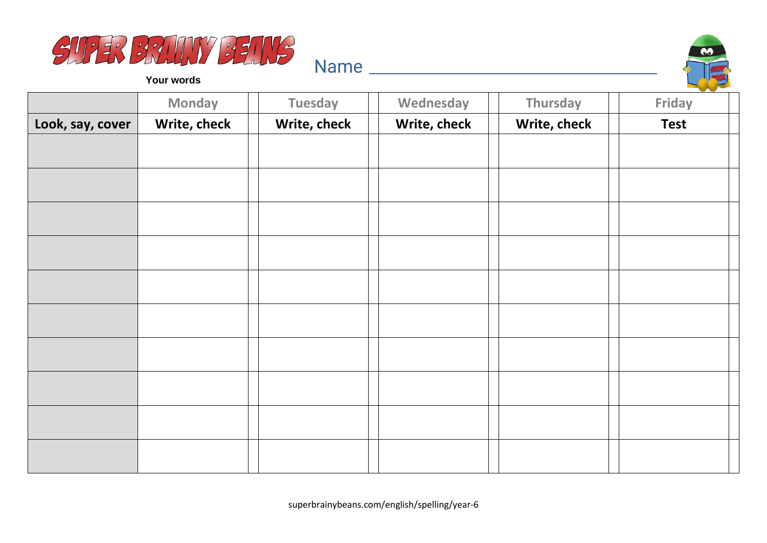# SUPER BRAINY BEANS

**Your words**

Name ___________________________________

| | Monday | | Tuesday | | Wednesday | | Thursday | | Friday | |
|---|---|---|---|---|---|---|---|---|---|---|
| **Look, say, cover** | **Write, check** | | **Write, check** | | **Write, check** | | **Write, check** | | **Test** | |
| | | | | | | | | | | |
| | | | | | | | | | | |
| | | | | | | | | | | |
| | | | | | | | | | | |
| | | | | | | | | | | |
| | | | | | | | | | | |
| | | | | | | | | | | |
| | | | | | | | | | | |
| | | | | | | | | | | |
| | | | | | | | | | | |

superbrainybeans.com/english/spelling/year-6